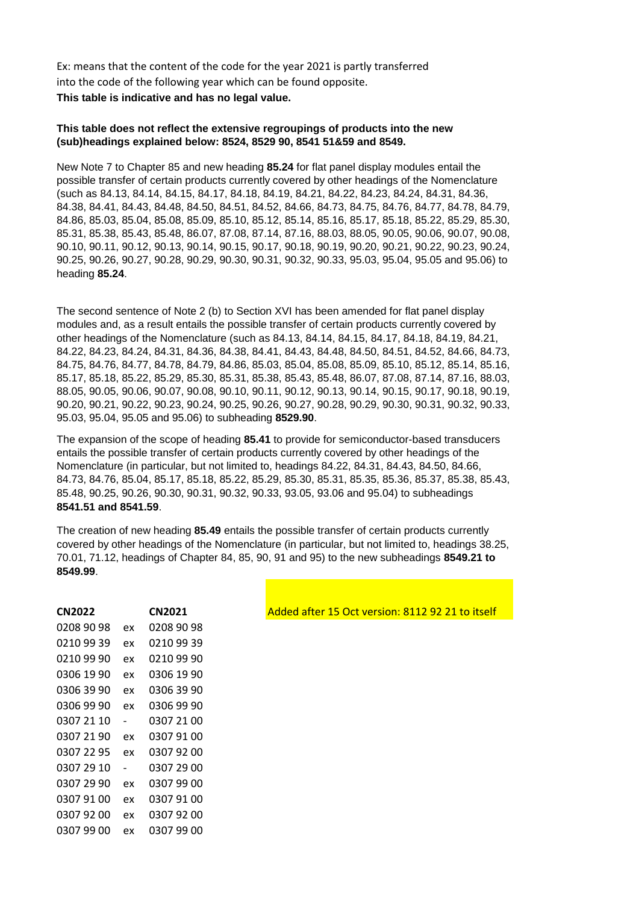Ex: means that the content of the code for the year 2021 is partly transferred into the code of the following year which can be found opposite.

**This table is indicative and has no legal value.**

**This table does not reflect the extensive regroupings of products into the new (sub)headings explained below: 8524, 8529 90, 8541 51&59 and 8549.**

New Note 7 to Chapter 85 and new heading **85.24** for flat panel display modules entail the possible transfer of certain products currently covered by other headings of the Nomenclature (such as 84.13, 84.14, 84.15, 84.17, 84.18, 84.19, 84.21, 84.22, 84.23, 84.24, 84.31, 84.36, 84.38, 84.41, 84.43, 84.48, 84.50, 84.51, 84.52, 84.66, 84.73, 84.75, 84.76, 84.77, 84.78, 84.79, 84.86, 85.03, 85.04, 85.08, 85.09, 85.10, 85.12, 85.14, 85.16, 85.17, 85.18, 85.22, 85.29, 85.30, 85.31, 85.38, 85.43, 85.48, 86.07, 87.08, 87.14, 87.16, 88.03, 88.05, 90.05, 90.06, 90.07, 90.08, 90.10, 90.11, 90.12, 90.13, 90.14, 90.15, 90.17, 90.18, 90.19, 90.20, 90.21, 90.22, 90.23, 90.24, 90.25, 90.26, 90.27, 90.28, 90.29, 90.30, 90.31, 90.32, 90.33, 95.03, 95.04, 95.05 and 95.06) to heading **85.24**.

The second sentence of Note 2 (b) to Section XVI has been amended for flat panel display modules and, as a result entails the possible transfer of certain products currently covered by other headings of the Nomenclature (such as 84.13, 84.14, 84.15, 84.17, 84.18, 84.19, 84.21, 84.22, 84.23, 84.24, 84.31, 84.36, 84.38, 84.41, 84.43, 84.48, 84.50, 84.51, 84.52, 84.66, 84.73, 84.75, 84.76, 84.77, 84.78, 84.79, 84.86, 85.03, 85.04, 85.08, 85.09, 85.10, 85.12, 85.14, 85.16, 85.17, 85.18, 85.22, 85.29, 85.30, 85.31, 85.38, 85.43, 85.48, 86.07, 87.08, 87.14, 87.16, 88.03, 88.05, 90.05, 90.06, 90.07, 90.08, 90.10, 90.11, 90.12, 90.13, 90.14, 90.15, 90.17, 90.18, 90.19, 90.20, 90.21, 90.22, 90.23, 90.24, 90.25, 90.26, 90.27, 90.28, 90.29, 90.30, 90.31, 90.32, 90.33, 95.03, 95.04, 95.05 and 95.06) to subheading **8529.90**.

The expansion of the scope of heading **85.41** to provide for semiconductor-based transducers entails the possible transfer of certain products currently covered by other headings of the Nomenclature (in particular, but not limited to, headings 84.22, 84.31, 84.43, 84.50, 84.66, 84.73, 84.76, 85.04, 85.17, 85.18, 85.22, 85.29, 85.30, 85.31, 85.35, 85.36, 85.37, 85.38, 85.43, 85.48, 90.25, 90.26, 90.30, 90.31, 90.32, 90.33, 93.05, 93.06 and 95.04) to subheadings **8541.51 and 8541.59**.

The creation of new heading **85.49** entails the possible transfer of certain products currently covered by other headings of the Nomenclature (in particular, but not limited to, headings 38.25, 70.01, 71.12, headings of Chapter 84, 85, 90, 91 and 95) to the new subheadings **8549.21 to 8549.99**.

Added after 15 Oct version: 8112 92 21 to itself

| CN2022 | | CN2021 |
|---|---|---|
| 0208 90 98 | ex | 0208 90 98 |
| 0210 99 39 | ex | 0210 99 39 |
| 0210 99 90 | ex | 0210 99 90 |
| 0306 19 90 | ex | 0306 19 90 |
| 0306 39 90 | ex | 0306 39 90 |
| 0306 99 90 | ex | 0306 99 90 |
| 0307 21 10 | - | 0307 21 00 |
| 0307 21 90 | ex | 0307 91 00 |
| 0307 22 95 | ex | 0307 92 00 |
| 0307 29 10 | - | 0307 29 00 |
| 0307 29 90 | ex | 0307 99 00 |
| 0307 91 00 | ex | 0307 91 00 |
| 0307 92 00 | ex | 0307 92 00 |
| 0307 99 00 | ex | 0307 99 00 |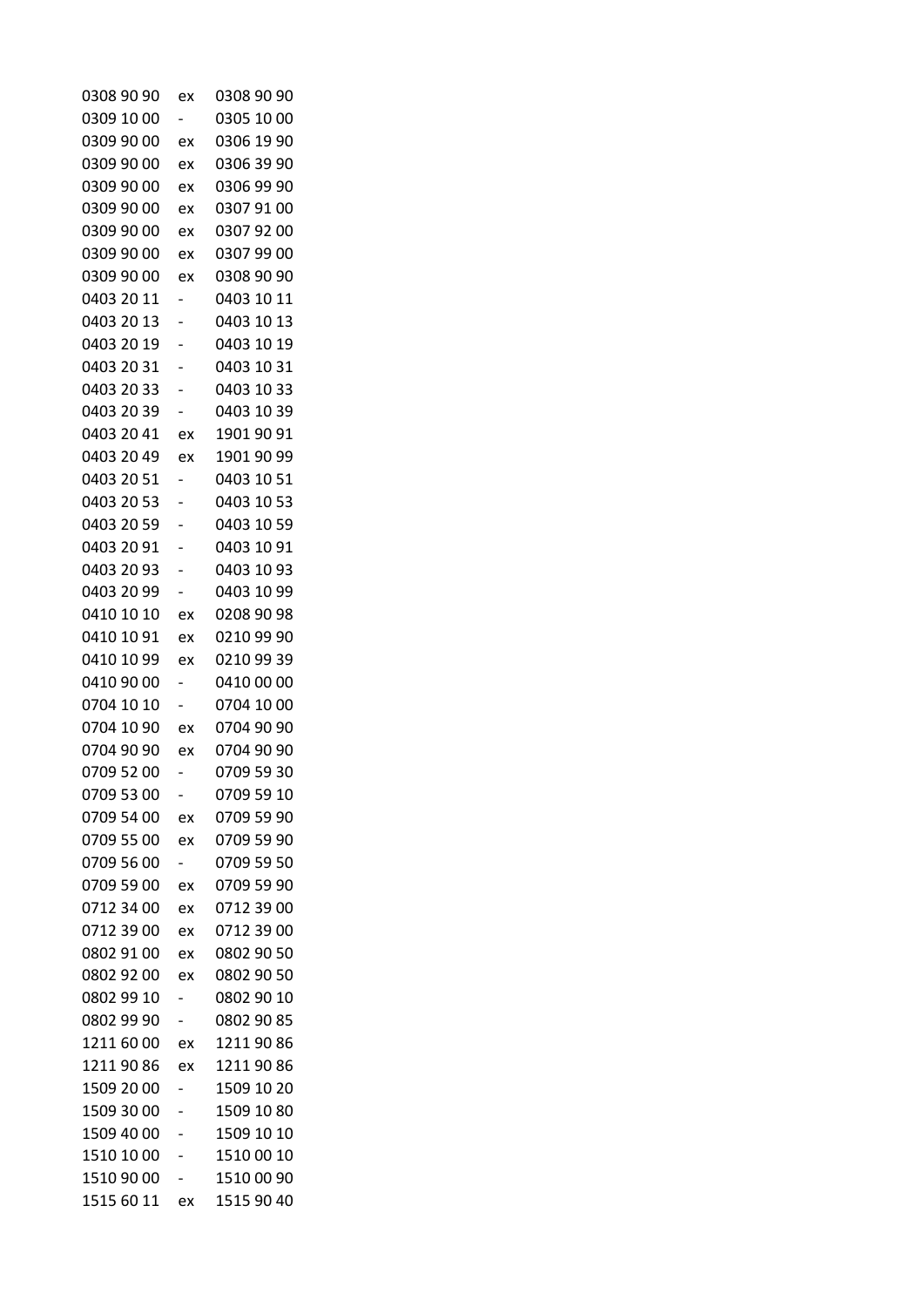| | | |
|---|---|---|
| 0308 90 90 | ex | 0308 90 90 |
| 0309 10 00 | - | 0305 10 00 |
| 0309 90 00 | ex | 0306 19 90 |
| 0309 90 00 | ex | 0306 39 90 |
| 0309 90 00 | ex | 0306 99 90 |
| 0309 90 00 | ex | 0307 91 00 |
| 0309 90 00 | ex | 0307 92 00 |
| 0309 90 00 | ex | 0307 99 00 |
| 0309 90 00 | ex | 0308 90 90 |
| 0403 20 11 | - | 0403 10 11 |
| 0403 20 13 | - | 0403 10 13 |
| 0403 20 19 | - | 0403 10 19 |
| 0403 20 31 | - | 0403 10 31 |
| 0403 20 33 | - | 0403 10 33 |
| 0403 20 39 | - | 0403 10 39 |
| 0403 20 41 | ex | 1901 90 91 |
| 0403 20 49 | ex | 1901 90 99 |
| 0403 20 51 | - | 0403 10 51 |
| 0403 20 53 | - | 0403 10 53 |
| 0403 20 59 | - | 0403 10 59 |
| 0403 20 91 | - | 0403 10 91 |
| 0403 20 93 | - | 0403 10 93 |
| 0403 20 99 | - | 0403 10 99 |
| 0410 10 10 | ex | 0208 90 98 |
| 0410 10 91 | ex | 0210 99 90 |
| 0410 10 99 | ex | 0210 99 39 |
| 0410 90 00 | - | 0410 00 00 |
| 0704 10 10 | - | 0704 10 00 |
| 0704 10 90 | ex | 0704 90 90 |
| 0704 90 90 | ex | 0704 90 90 |
| 0709 52 00 | - | 0709 59 30 |
| 0709 53 00 | - | 0709 59 10 |
| 0709 54 00 | ex | 0709 59 90 |
| 0709 55 00 | ex | 0709 59 90 |
| 0709 56 00 | - | 0709 59 50 |
| 0709 59 00 | ex | 0709 59 90 |
| 0712 34 00 | ex | 0712 39 00 |
| 0712 39 00 | ex | 0712 39 00 |
| 0802 91 00 | ex | 0802 90 50 |
| 0802 92 00 | ex | 0802 90 50 |
| 0802 99 10 | - | 0802 90 10 |
| 0802 99 90 | - | 0802 90 85 |
| 1211 60 00 | ex | 1211 90 86 |
| 1211 90 86 | ex | 1211 90 86 |
| 1509 20 00 | - | 1509 10 20 |
| 1509 30 00 | - | 1509 10 80 |
| 1509 40 00 | - | 1509 10 10 |
| 1510 10 00 | - | 1510 00 10 |
| 1510 90 00 | - | 1510 00 90 |
| 1515 60 11 | ex | 1515 90 40 |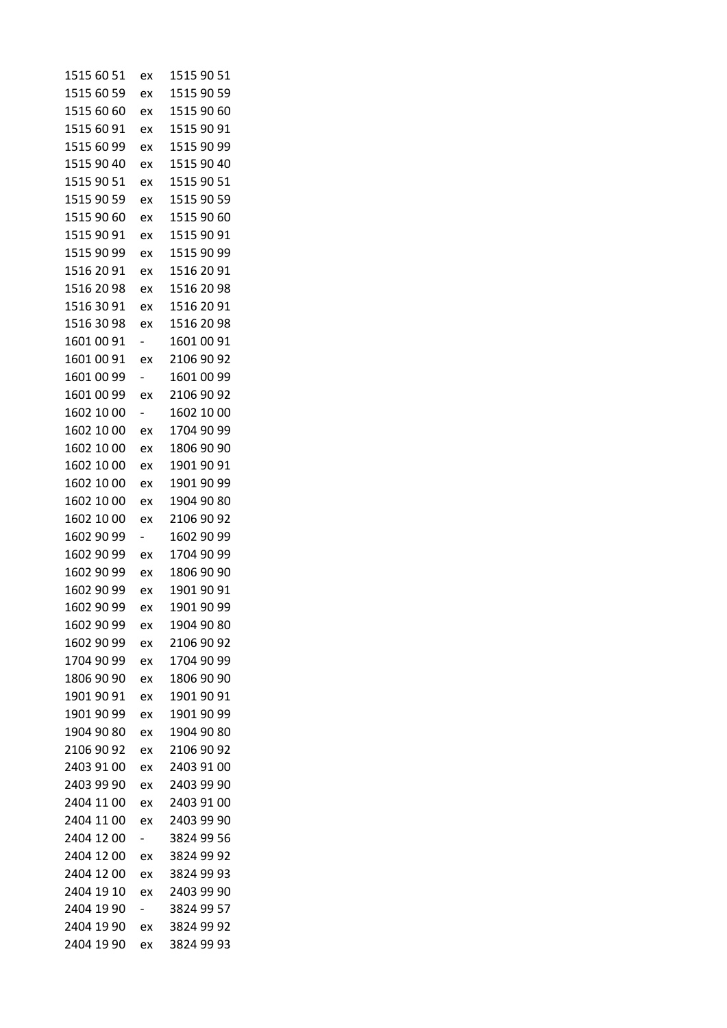| | | |
|---|---|---|
| 1515 60 51 | ex | 1515 90 51 |
| 1515 60 59 | ex | 1515 90 59 |
| 1515 60 60 | ex | 1515 90 60 |
| 1515 60 91 | ex | 1515 90 91 |
| 1515 60 99 | ex | 1515 90 99 |
| 1515 90 40 | ex | 1515 90 40 |
| 1515 90 51 | ex | 1515 90 51 |
| 1515 90 59 | ex | 1515 90 59 |
| 1515 90 60 | ex | 1515 90 60 |
| 1515 90 91 | ex | 1515 90 91 |
| 1515 90 99 | ex | 1515 90 99 |
| 1516 20 91 | ex | 1516 20 91 |
| 1516 20 98 | ex | 1516 20 98 |
| 1516 30 91 | ex | 1516 20 91 |
| 1516 30 98 | ex | 1516 20 98 |
| 1601 00 91 | - | 1601 00 91 |
| 1601 00 91 | ex | 2106 90 92 |
| 1601 00 99 | - | 1601 00 99 |
| 1601 00 99 | ex | 2106 90 92 |
| 1602 10 00 | - | 1602 10 00 |
| 1602 10 00 | ex | 1704 90 99 |
| 1602 10 00 | ex | 1806 90 90 |
| 1602 10 00 | ex | 1901 90 91 |
| 1602 10 00 | ex | 1901 90 99 |
| 1602 10 00 | ex | 1904 90 80 |
| 1602 10 00 | ex | 2106 90 92 |
| 1602 90 99 | - | 1602 90 99 |
| 1602 90 99 | ex | 1704 90 99 |
| 1602 90 99 | ex | 1806 90 90 |
| 1602 90 99 | ex | 1901 90 91 |
| 1602 90 99 | ex | 1901 90 99 |
| 1602 90 99 | ex | 1904 90 80 |
| 1602 90 99 | ex | 2106 90 92 |
| 1704 90 99 | ex | 1704 90 99 |
| 1806 90 90 | ex | 1806 90 90 |
| 1901 90 91 | ex | 1901 90 91 |
| 1901 90 99 | ex | 1901 90 99 |
| 1904 90 80 | ex | 1904 90 80 |
| 2106 90 92 | ex | 2106 90 92 |
| 2403 91 00 | ex | 2403 91 00 |
| 2403 99 90 | ex | 2403 99 90 |
| 2404 11 00 | ex | 2403 91 00 |
| 2404 11 00 | ex | 2403 99 90 |
| 2404 12 00 | - | 3824 99 56 |
| 2404 12 00 | ex | 3824 99 92 |
| 2404 12 00 | ex | 3824 99 93 |
| 2404 19 10 | ex | 2403 99 90 |
| 2404 19 90 | - | 3824 99 57 |
| 2404 19 90 | ex | 3824 99 92 |
| 2404 19 90 | ex | 3824 99 93 |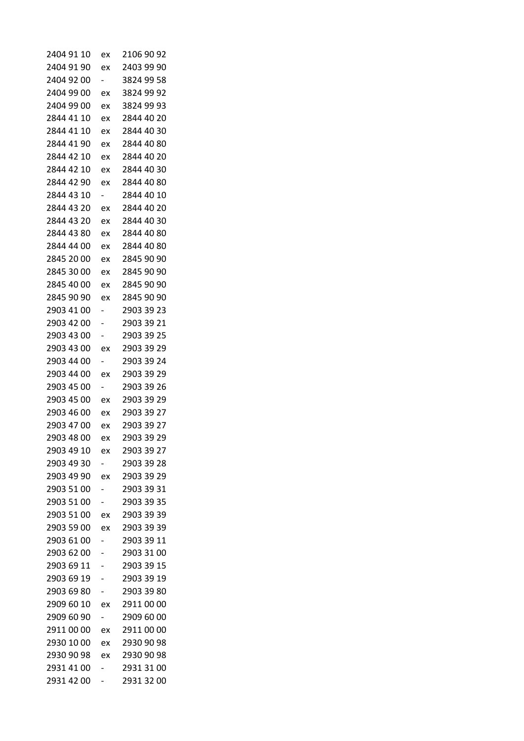| | | |
|---|---|---|
| 2404 91 10 | ex | 2106 90 92 |
| 2404 91 90 | ex | 2403 99 90 |
| 2404 92 00 | - | 3824 99 58 |
| 2404 99 00 | ex | 3824 99 92 |
| 2404 99 00 | ex | 3824 99 93 |
| 2844 41 10 | ex | 2844 40 20 |
| 2844 41 10 | ex | 2844 40 30 |
| 2844 41 90 | ex | 2844 40 80 |
| 2844 42 10 | ex | 2844 40 20 |
| 2844 42 10 | ex | 2844 40 30 |
| 2844 42 90 | ex | 2844 40 80 |
| 2844 43 10 | - | 2844 40 10 |
| 2844 43 20 | ex | 2844 40 20 |
| 2844 43 20 | ex | 2844 40 30 |
| 2844 43 80 | ex | 2844 40 80 |
| 2844 44 00 | ex | 2844 40 80 |
| 2845 20 00 | ex | 2845 90 90 |
| 2845 30 00 | ex | 2845 90 90 |
| 2845 40 00 | ex | 2845 90 90 |
| 2845 90 90 | ex | 2845 90 90 |
| 2903 41 00 | - | 2903 39 23 |
| 2903 42 00 | - | 2903 39 21 |
| 2903 43 00 | - | 2903 39 25 |
| 2903 43 00 | ex | 2903 39 29 |
| 2903 44 00 | - | 2903 39 24 |
| 2903 44 00 | ex | 2903 39 29 |
| 2903 45 00 | - | 2903 39 26 |
| 2903 45 00 | ex | 2903 39 29 |
| 2903 46 00 | ex | 2903 39 27 |
| 2903 47 00 | ex | 2903 39 27 |
| 2903 48 00 | ex | 2903 39 29 |
| 2903 49 10 | ex | 2903 39 27 |
| 2903 49 30 | - | 2903 39 28 |
| 2903 49 90 | ex | 2903 39 29 |
| 2903 51 00 | - | 2903 39 31 |
| 2903 51 00 | - | 2903 39 35 |
| 2903 51 00 | ex | 2903 39 39 |
| 2903 59 00 | ex | 2903 39 39 |
| 2903 61 00 | - | 2903 39 11 |
| 2903 62 00 | - | 2903 31 00 |
| 2903 69 11 | - | 2903 39 15 |
| 2903 69 19 | - | 2903 39 19 |
| 2903 69 80 | - | 2903 39 80 |
| 2909 60 10 | ex | 2911 00 00 |
| 2909 60 90 | - | 2909 60 00 |
| 2911 00 00 | ex | 2911 00 00 |
| 2930 10 00 | ex | 2930 90 98 |
| 2930 90 98 | ex | 2930 90 98 |
| 2931 41 00 | - | 2931 31 00 |
| 2931 42 00 | - | 2931 32 00 |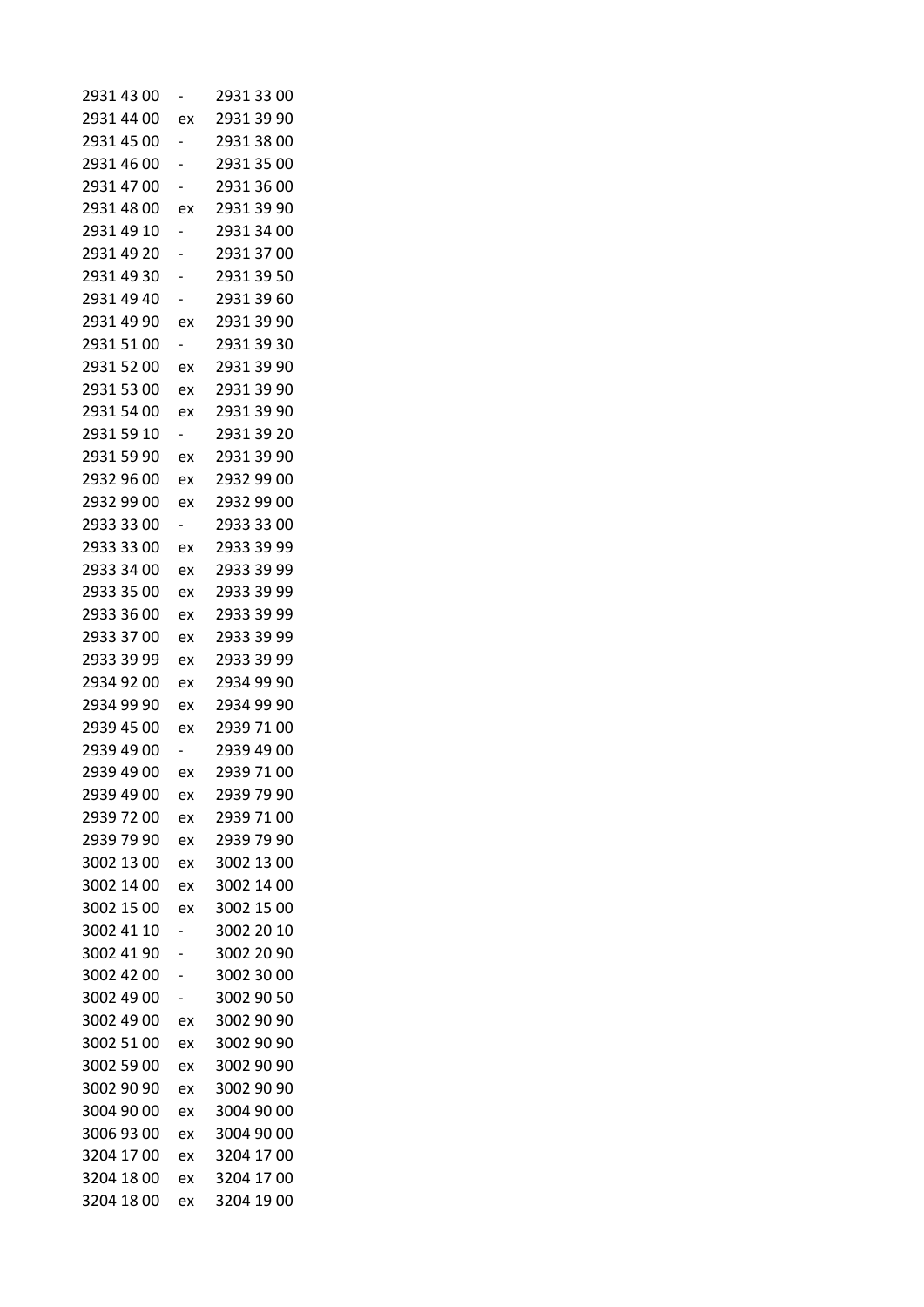| | | |
|---|---|---|
| 2931 43 00 | - | 2931 33 00 |
| 2931 44 00 | ex | 2931 39 90 |
| 2931 45 00 | - | 2931 38 00 |
| 2931 46 00 | - | 2931 35 00 |
| 2931 47 00 | - | 2931 36 00 |
| 2931 48 00 | ex | 2931 39 90 |
| 2931 49 10 | - | 2931 34 00 |
| 2931 49 20 | - | 2931 37 00 |
| 2931 49 30 | - | 2931 39 50 |
| 2931 49 40 | - | 2931 39 60 |
| 2931 49 90 | ex | 2931 39 90 |
| 2931 51 00 | - | 2931 39 30 |
| 2931 52 00 | ex | 2931 39 90 |
| 2931 53 00 | ex | 2931 39 90 |
| 2931 54 00 | ex | 2931 39 90 |
| 2931 59 10 | - | 2931 39 20 |
| 2931 59 90 | ex | 2931 39 90 |
| 2932 96 00 | ex | 2932 99 00 |
| 2932 99 00 | ex | 2932 99 00 |
| 2933 33 00 | - | 2933 33 00 |
| 2933 33 00 | ex | 2933 39 99 |
| 2933 34 00 | ex | 2933 39 99 |
| 2933 35 00 | ex | 2933 39 99 |
| 2933 36 00 | ex | 2933 39 99 |
| 2933 37 00 | ex | 2933 39 99 |
| 2933 39 99 | ex | 2933 39 99 |
| 2934 92 00 | ex | 2934 99 90 |
| 2934 99 90 | ex | 2934 99 90 |
| 2939 45 00 | ex | 2939 71 00 |
| 2939 49 00 | - | 2939 49 00 |
| 2939 49 00 | ex | 2939 71 00 |
| 2939 49 00 | ex | 2939 79 90 |
| 2939 72 00 | ex | 2939 71 00 |
| 2939 79 90 | ex | 2939 79 90 |
| 3002 13 00 | ex | 3002 13 00 |
| 3002 14 00 | ex | 3002 14 00 |
| 3002 15 00 | ex | 3002 15 00 |
| 3002 41 10 | - | 3002 20 10 |
| 3002 41 90 | - | 3002 20 90 |
| 3002 42 00 | - | 3002 30 00 |
| 3002 49 00 | - | 3002 90 50 |
| 3002 49 00 | ex | 3002 90 90 |
| 3002 51 00 | ex | 3002 90 90 |
| 3002 59 00 | ex | 3002 90 90 |
| 3002 90 90 | ex | 3002 90 90 |
| 3004 90 00 | ex | 3004 90 00 |
| 3006 93 00 | ex | 3004 90 00 |
| 3204 17 00 | ex | 3204 17 00 |
| 3204 18 00 | ex | 3204 17 00 |
| 3204 18 00 | ex | 3204 19 00 |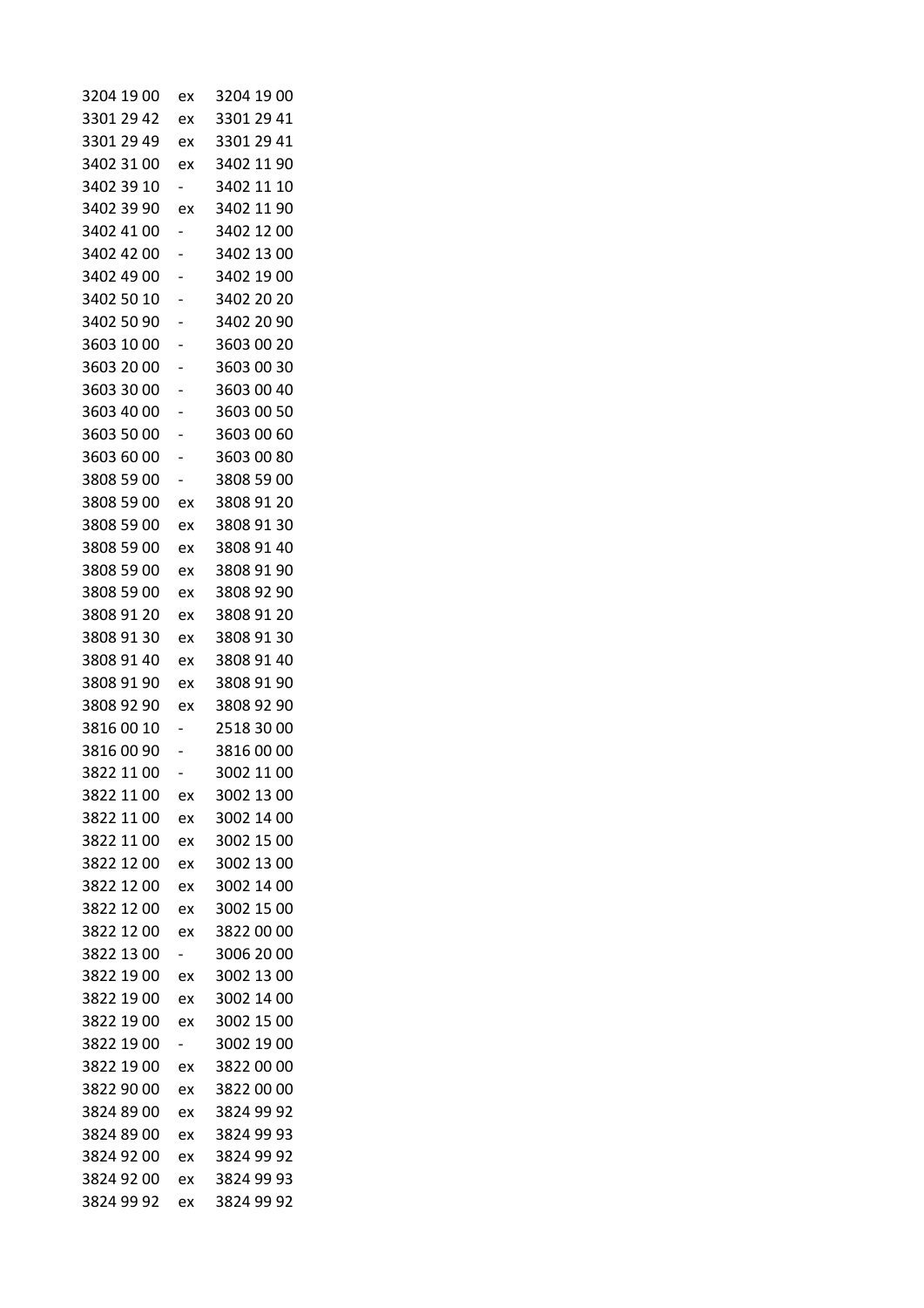| | | |
|---|---|---|
| 3204 19 00 | ex | 3204 19 00 |
| 3301 29 42 | ex | 3301 29 41 |
| 3301 29 49 | ex | 3301 29 41 |
| 3402 31 00 | ex | 3402 11 90 |
| 3402 39 10 | - | 3402 11 10 |
| 3402 39 90 | ex | 3402 11 90 |
| 3402 41 00 | - | 3402 12 00 |
| 3402 42 00 | - | 3402 13 00 |
| 3402 49 00 | - | 3402 19 00 |
| 3402 50 10 | - | 3402 20 20 |
| 3402 50 90 | - | 3402 20 90 |
| 3603 10 00 | - | 3603 00 20 |
| 3603 20 00 | - | 3603 00 30 |
| 3603 30 00 | - | 3603 00 40 |
| 3603 40 00 | - | 3603 00 50 |
| 3603 50 00 | - | 3603 00 60 |
| 3603 60 00 | - | 3603 00 80 |
| 3808 59 00 | - | 3808 59 00 |
| 3808 59 00 | ex | 3808 91 20 |
| 3808 59 00 | ex | 3808 91 30 |
| 3808 59 00 | ex | 3808 91 40 |
| 3808 59 00 | ex | 3808 91 90 |
| 3808 59 00 | ex | 3808 92 90 |
| 3808 91 20 | ex | 3808 91 20 |
| 3808 91 30 | ex | 3808 91 30 |
| 3808 91 40 | ex | 3808 91 40 |
| 3808 91 90 | ex | 3808 91 90 |
| 3808 92 90 | ex | 3808 92 90 |
| 3816 00 10 | - | 2518 30 00 |
| 3816 00 90 | - | 3816 00 00 |
| 3822 11 00 | - | 3002 11 00 |
| 3822 11 00 | ex | 3002 13 00 |
| 3822 11 00 | ex | 3002 14 00 |
| 3822 11 00 | ex | 3002 15 00 |
| 3822 12 00 | ex | 3002 13 00 |
| 3822 12 00 | ex | 3002 14 00 |
| 3822 12 00 | ex | 3002 15 00 |
| 3822 12 00 | ex | 3822 00 00 |
| 3822 13 00 | - | 3006 20 00 |
| 3822 19 00 | ex | 3002 13 00 |
| 3822 19 00 | ex | 3002 14 00 |
| 3822 19 00 | ex | 3002 15 00 |
| 3822 19 00 | - | 3002 19 00 |
| 3822 19 00 | ex | 3822 00 00 |
| 3822 90 00 | ex | 3822 00 00 |
| 3824 89 00 | ex | 3824 99 92 |
| 3824 89 00 | ex | 3824 99 93 |
| 3824 92 00 | ex | 3824 99 92 |
| 3824 92 00 | ex | 3824 99 93 |
| 3824 99 92 | ex | 3824 99 92 |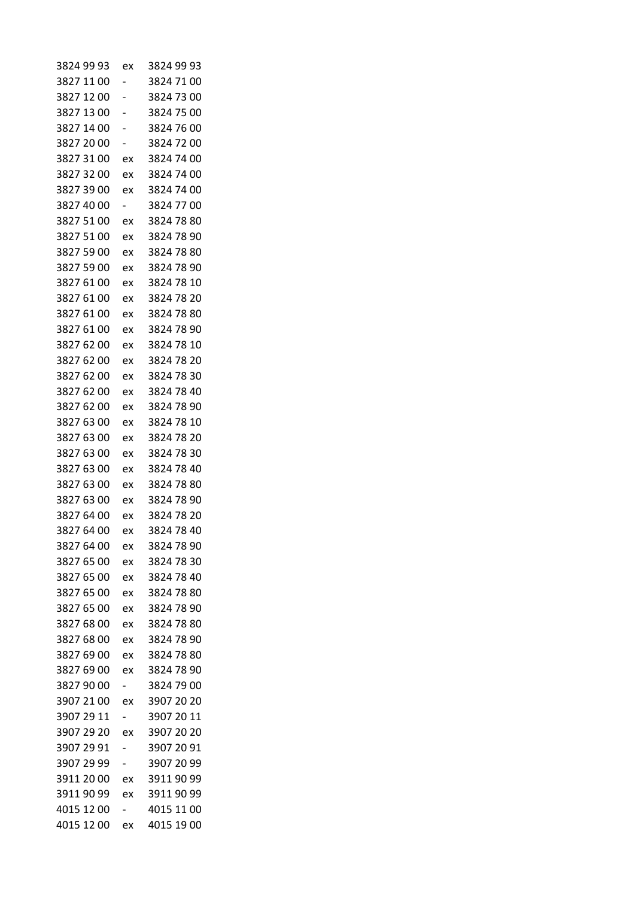| | | |
|---|---|---|
| 3824 99 93 | ex | 3824 99 93 |
| 3827 11 00 | - | 3824 71 00 |
| 3827 12 00 | - | 3824 73 00 |
| 3827 13 00 | - | 3824 75 00 |
| 3827 14 00 | - | 3824 76 00 |
| 3827 20 00 | - | 3824 72 00 |
| 3827 31 00 | ex | 3824 74 00 |
| 3827 32 00 | ex | 3824 74 00 |
| 3827 39 00 | ex | 3824 74 00 |
| 3827 40 00 | - | 3824 77 00 |
| 3827 51 00 | ex | 3824 78 80 |
| 3827 51 00 | ex | 3824 78 90 |
| 3827 59 00 | ex | 3824 78 80 |
| 3827 59 00 | ex | 3824 78 90 |
| 3827 61 00 | ex | 3824 78 10 |
| 3827 61 00 | ex | 3824 78 20 |
| 3827 61 00 | ex | 3824 78 80 |
| 3827 61 00 | ex | 3824 78 90 |
| 3827 62 00 | ex | 3824 78 10 |
| 3827 62 00 | ex | 3824 78 20 |
| 3827 62 00 | ex | 3824 78 30 |
| 3827 62 00 | ex | 3824 78 40 |
| 3827 62 00 | ex | 3824 78 90 |
| 3827 63 00 | ex | 3824 78 10 |
| 3827 63 00 | ex | 3824 78 20 |
| 3827 63 00 | ex | 3824 78 30 |
| 3827 63 00 | ex | 3824 78 40 |
| 3827 63 00 | ex | 3824 78 80 |
| 3827 63 00 | ex | 3824 78 90 |
| 3827 64 00 | ex | 3824 78 20 |
| 3827 64 00 | ex | 3824 78 40 |
| 3827 64 00 | ex | 3824 78 90 |
| 3827 65 00 | ex | 3824 78 30 |
| 3827 65 00 | ex | 3824 78 40 |
| 3827 65 00 | ex | 3824 78 80 |
| 3827 65 00 | ex | 3824 78 90 |
| 3827 68 00 | ex | 3824 78 80 |
| 3827 68 00 | ex | 3824 78 90 |
| 3827 69 00 | ex | 3824 78 80 |
| 3827 69 00 | ex | 3824 78 90 |
| 3827 90 00 | - | 3824 79 00 |
| 3907 21 00 | ex | 3907 20 20 |
| 3907 29 11 | - | 3907 20 11 |
| 3907 29 20 | ex | 3907 20 20 |
| 3907 29 91 | - | 3907 20 91 |
| 3907 29 99 | - | 3907 20 99 |
| 3911 20 00 | ex | 3911 90 99 |
| 3911 90 99 | ex | 3911 90 99 |
| 4015 12 00 | - | 4015 11 00 |
| 4015 12 00 | ex | 4015 19 00 |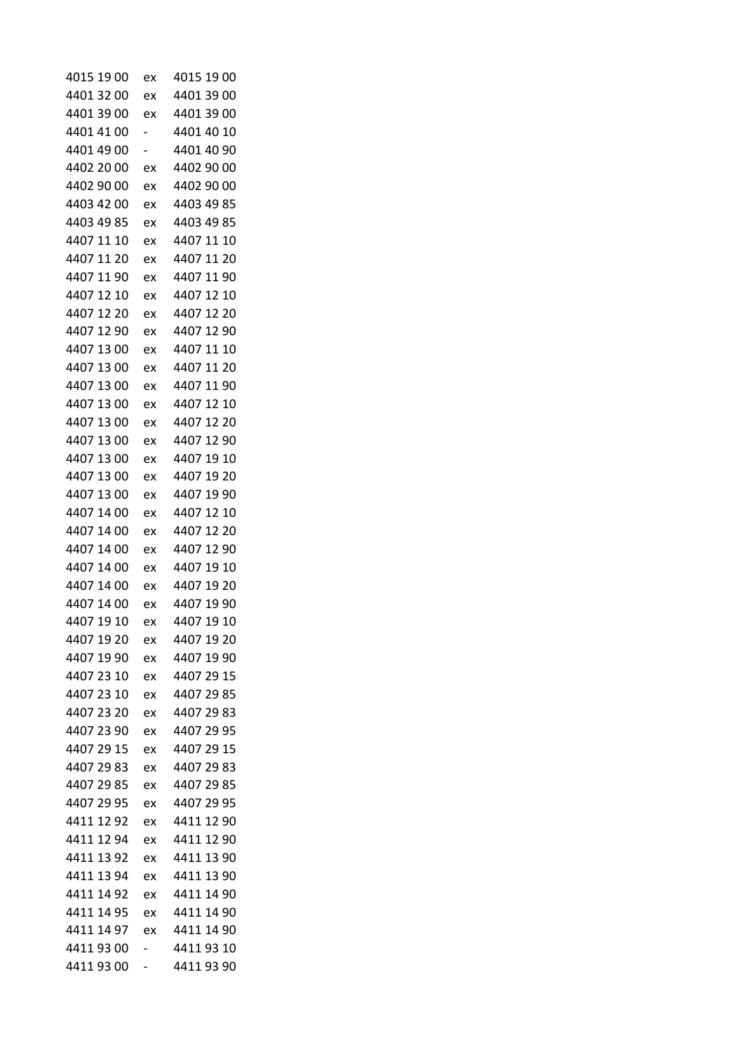| | | |
|---|---|---|
| 4015 19 00 | ex | 4015 19 00 |
| 4401 32 00 | ex | 4401 39 00 |
| 4401 39 00 | ex | 4401 39 00 |
| 4401 41 00 | - | 4401 40 10 |
| 4401 49 00 | - | 4401 40 90 |
| 4402 20 00 | ex | 4402 90 00 |
| 4402 90 00 | ex | 4402 90 00 |
| 4403 42 00 | ex | 4403 49 85 |
| 4403 49 85 | ex | 4403 49 85 |
| 4407 11 10 | ex | 4407 11 10 |
| 4407 11 20 | ex | 4407 11 20 |
| 4407 11 90 | ex | 4407 11 90 |
| 4407 12 10 | ex | 4407 12 10 |
| 4407 12 20 | ex | 4407 12 20 |
| 4407 12 90 | ex | 4407 12 90 |
| 4407 13 00 | ex | 4407 11 10 |
| 4407 13 00 | ex | 4407 11 20 |
| 4407 13 00 | ex | 4407 11 90 |
| 4407 13 00 | ex | 4407 12 10 |
| 4407 13 00 | ex | 4407 12 20 |
| 4407 13 00 | ex | 4407 12 90 |
| 4407 13 00 | ex | 4407 19 10 |
| 4407 13 00 | ex | 4407 19 20 |
| 4407 13 00 | ex | 4407 19 90 |
| 4407 14 00 | ex | 4407 12 10 |
| 4407 14 00 | ex | 4407 12 20 |
| 4407 14 00 | ex | 4407 12 90 |
| 4407 14 00 | ex | 4407 19 10 |
| 4407 14 00 | ex | 4407 19 20 |
| 4407 14 00 | ex | 4407 19 90 |
| 4407 19 10 | ex | 4407 19 10 |
| 4407 19 20 | ex | 4407 19 20 |
| 4407 19 90 | ex | 4407 19 90 |
| 4407 23 10 | ex | 4407 29 15 |
| 4407 23 10 | ex | 4407 29 85 |
| 4407 23 20 | ex | 4407 29 83 |
| 4407 23 90 | ex | 4407 29 95 |
| 4407 29 15 | ex | 4407 29 15 |
| 4407 29 83 | ex | 4407 29 83 |
| 4407 29 85 | ex | 4407 29 85 |
| 4407 29 95 | ex | 4407 29 95 |
| 4411 12 92 | ex | 4411 12 90 |
| 4411 12 94 | ex | 4411 12 90 |
| 4411 13 92 | ex | 4411 13 90 |
| 4411 13 94 | ex | 4411 13 90 |
| 4411 14 92 | ex | 4411 14 90 |
| 4411 14 95 | ex | 4411 14 90 |
| 4411 14 97 | ex | 4411 14 90 |
| 4411 93 00 | - | 4411 93 10 |
| 4411 93 00 | - | 4411 93 90 |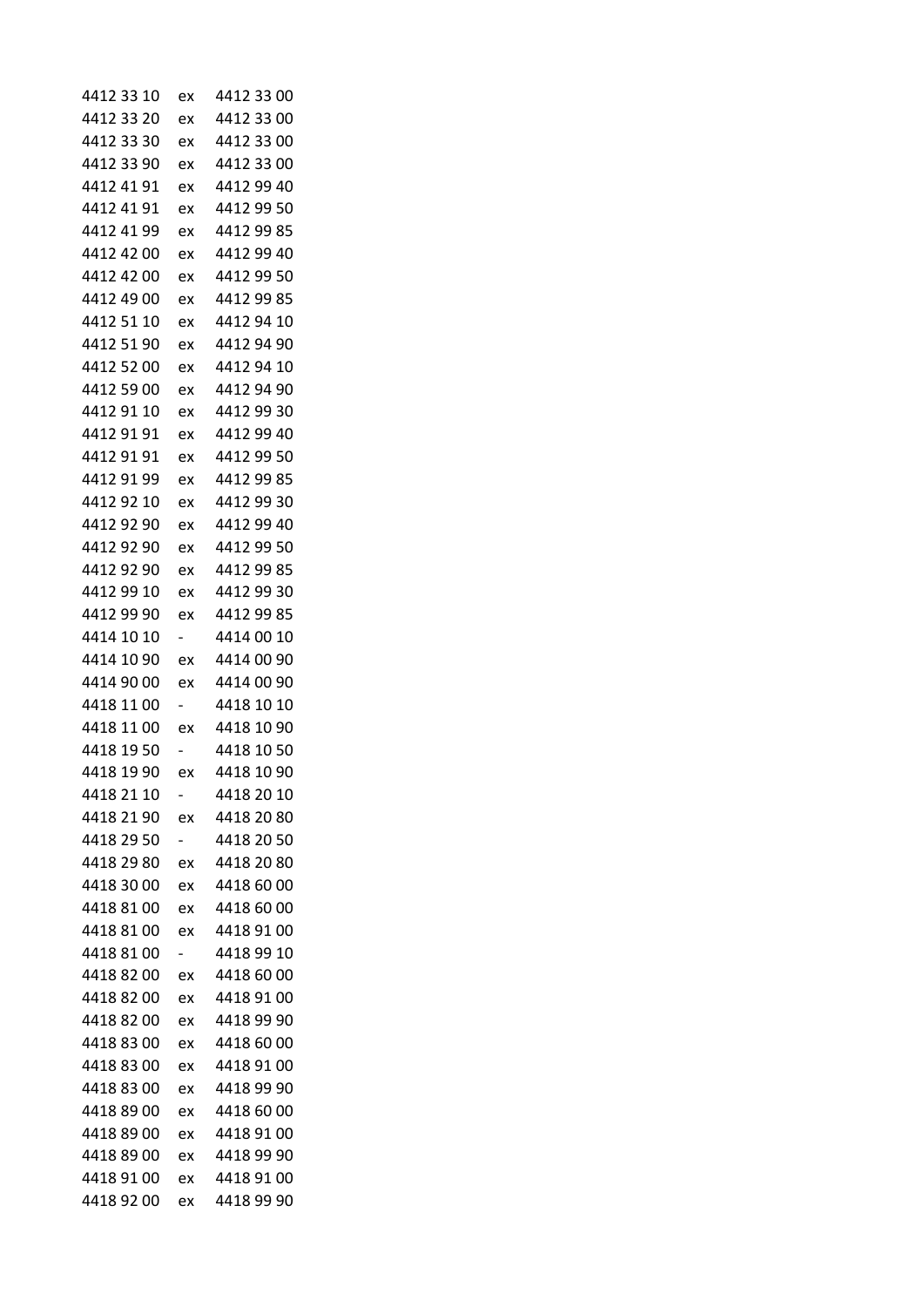| | | |
|---|---|---|
| 4412 33 10 | ex | 4412 33 00 |
| 4412 33 20 | ex | 4412 33 00 |
| 4412 33 30 | ex | 4412 33 00 |
| 4412 33 90 | ex | 4412 33 00 |
| 4412 41 91 | ex | 4412 99 40 |
| 4412 41 91 | ex | 4412 99 50 |
| 4412 41 99 | ex | 4412 99 85 |
| 4412 42 00 | ex | 4412 99 40 |
| 4412 42 00 | ex | 4412 99 50 |
| 4412 49 00 | ex | 4412 99 85 |
| 4412 51 10 | ex | 4412 94 10 |
| 4412 51 90 | ex | 4412 94 90 |
| 4412 52 00 | ex | 4412 94 10 |
| 4412 59 00 | ex | 4412 94 90 |
| 4412 91 10 | ex | 4412 99 30 |
| 4412 91 91 | ex | 4412 99 40 |
| 4412 91 91 | ex | 4412 99 50 |
| 4412 91 99 | ex | 4412 99 85 |
| 4412 92 10 | ex | 4412 99 30 |
| 4412 92 90 | ex | 4412 99 40 |
| 4412 92 90 | ex | 4412 99 50 |
| 4412 92 90 | ex | 4412 99 85 |
| 4412 99 10 | ex | 4412 99 30 |
| 4412 99 90 | ex | 4412 99 85 |
| 4414 10 10 | - | 4414 00 10 |
| 4414 10 90 | ex | 4414 00 90 |
| 4414 90 00 | ex | 4414 00 90 |
| 4418 11 00 | - | 4418 10 10 |
| 4418 11 00 | ex | 4418 10 90 |
| 4418 19 50 | - | 4418 10 50 |
| 4418 19 90 | ex | 4418 10 90 |
| 4418 21 10 | - | 4418 20 10 |
| 4418 21 90 | ex | 4418 20 80 |
| 4418 29 50 | - | 4418 20 50 |
| 4418 29 80 | ex | 4418 20 80 |
| 4418 30 00 | ex | 4418 60 00 |
| 4418 81 00 | ex | 4418 60 00 |
| 4418 81 00 | ex | 4418 91 00 |
| 4418 81 00 | - | 4418 99 10 |
| 4418 82 00 | ex | 4418 60 00 |
| 4418 82 00 | ex | 4418 91 00 |
| 4418 82 00 | ex | 4418 99 90 |
| 4418 83 00 | ex | 4418 60 00 |
| 4418 83 00 | ex | 4418 91 00 |
| 4418 83 00 | ex | 4418 99 90 |
| 4418 89 00 | ex | 4418 60 00 |
| 4418 89 00 | ex | 4418 91 00 |
| 4418 89 00 | ex | 4418 99 90 |
| 4418 91 00 | ex | 4418 91 00 |
| 4418 92 00 | ex | 4418 99 90 |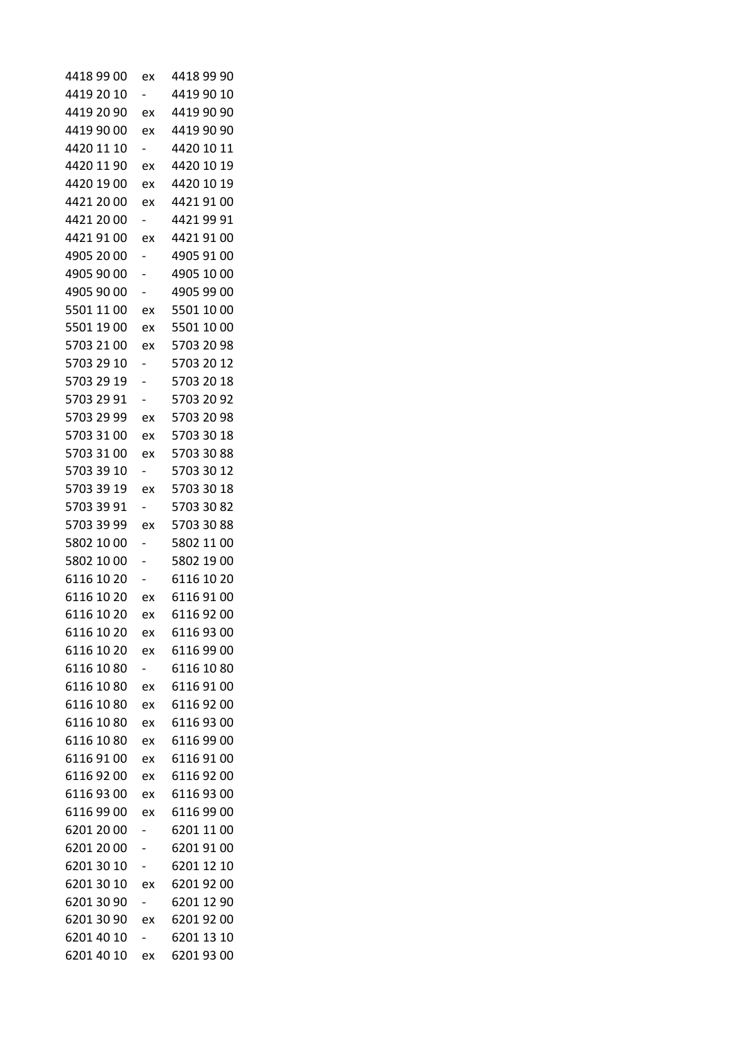| | | |
|---|---|---|
| 4418 99 00 | ex | 4418 99 90 |
| 4419 20 10 | - | 4419 90 10 |
| 4419 20 90 | ex | 4419 90 90 |
| 4419 90 00 | ex | 4419 90 90 |
| 4420 11 10 | - | 4420 10 11 |
| 4420 11 90 | ex | 4420 10 19 |
| 4420 19 00 | ex | 4420 10 19 |
| 4421 20 00 | ex | 4421 91 00 |
| 4421 20 00 | - | 4421 99 91 |
| 4421 91 00 | ex | 4421 91 00 |
| 4905 20 00 | - | 4905 91 00 |
| 4905 90 00 | - | 4905 10 00 |
| 4905 90 00 | - | 4905 99 00 |
| 5501 11 00 | ex | 5501 10 00 |
| 5501 19 00 | ex | 5501 10 00 |
| 5703 21 00 | ex | 5703 20 98 |
| 5703 29 10 | - | 5703 20 12 |
| 5703 29 19 | - | 5703 20 18 |
| 5703 29 91 | - | 5703 20 92 |
| 5703 29 99 | ex | 5703 20 98 |
| 5703 31 00 | ex | 5703 30 18 |
| 5703 31 00 | ex | 5703 30 88 |
| 5703 39 10 | - | 5703 30 12 |
| 5703 39 19 | ex | 5703 30 18 |
| 5703 39 91 | - | 5703 30 82 |
| 5703 39 99 | ex | 5703 30 88 |
| 5802 10 00 | - | 5802 11 00 |
| 5802 10 00 | - | 5802 19 00 |
| 6116 10 20 | - | 6116 10 20 |
| 6116 10 20 | ex | 6116 91 00 |
| 6116 10 20 | ex | 6116 92 00 |
| 6116 10 20 | ex | 6116 93 00 |
| 6116 10 20 | ex | 6116 99 00 |
| 6116 10 80 | - | 6116 10 80 |
| 6116 10 80 | ex | 6116 91 00 |
| 6116 10 80 | ex | 6116 92 00 |
| 6116 10 80 | ex | 6116 93 00 |
| 6116 10 80 | ex | 6116 99 00 |
| 6116 91 00 | ex | 6116 91 00 |
| 6116 92 00 | ex | 6116 92 00 |
| 6116 93 00 | ex | 6116 93 00 |
| 6116 99 00 | ex | 6116 99 00 |
| 6201 20 00 | - | 6201 11 00 |
| 6201 20 00 | - | 6201 91 00 |
| 6201 30 10 | - | 6201 12 10 |
| 6201 30 10 | ex | 6201 92 00 |
| 6201 30 90 | - | 6201 12 90 |
| 6201 30 90 | ex | 6201 92 00 |
| 6201 40 10 | - | 6201 13 10 |
| 6201 40 10 | ex | 6201 93 00 |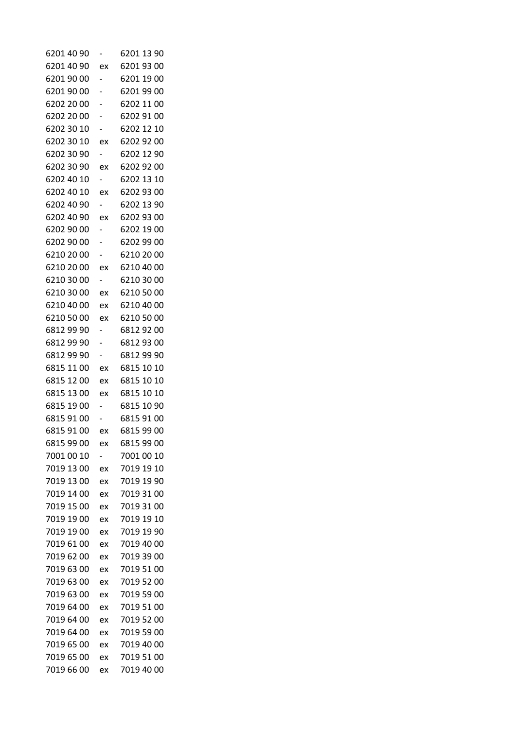| | | |
|---|---|---|
| 6201 40 90 | - | 6201 13 90 |
| 6201 40 90 | ex | 6201 93 00 |
| 6201 90 00 | - | 6201 19 00 |
| 6201 90 00 | - | 6201 99 00 |
| 6202 20 00 | - | 6202 11 00 |
| 6202 20 00 | - | 6202 91 00 |
| 6202 30 10 | - | 6202 12 10 |
| 6202 30 10 | ex | 6202 92 00 |
| 6202 30 90 | - | 6202 12 90 |
| 6202 30 90 | ex | 6202 92 00 |
| 6202 40 10 | - | 6202 13 10 |
| 6202 40 10 | ex | 6202 93 00 |
| 6202 40 90 | - | 6202 13 90 |
| 6202 40 90 | ex | 6202 93 00 |
| 6202 90 00 | - | 6202 19 00 |
| 6202 90 00 | - | 6202 99 00 |
| 6210 20 00 | - | 6210 20 00 |
| 6210 20 00 | ex | 6210 40 00 |
| 6210 30 00 | - | 6210 30 00 |
| 6210 30 00 | ex | 6210 50 00 |
| 6210 40 00 | ex | 6210 40 00 |
| 6210 50 00 | ex | 6210 50 00 |
| 6812 99 90 | - | 6812 92 00 |
| 6812 99 90 | - | 6812 93 00 |
| 6812 99 90 | - | 6812 99 90 |
| 6815 11 00 | ex | 6815 10 10 |
| 6815 12 00 | ex | 6815 10 10 |
| 6815 13 00 | ex | 6815 10 10 |
| 6815 19 00 | - | 6815 10 90 |
| 6815 91 00 | - | 6815 91 00 |
| 6815 91 00 | ex | 6815 99 00 |
| 6815 99 00 | ex | 6815 99 00 |
| 7001 00 10 | - | 7001 00 10 |
| 7019 13 00 | ex | 7019 19 10 |
| 7019 13 00 | ex | 7019 19 90 |
| 7019 14 00 | ex | 7019 31 00 |
| 7019 15 00 | ex | 7019 31 00 |
| 7019 19 00 | ex | 7019 19 10 |
| 7019 19 00 | ex | 7019 19 90 |
| 7019 61 00 | ex | 7019 40 00 |
| 7019 62 00 | ex | 7019 39 00 |
| 7019 63 00 | ex | 7019 51 00 |
| 7019 63 00 | ex | 7019 52 00 |
| 7019 63 00 | ex | 7019 59 00 |
| 7019 64 00 | ex | 7019 51 00 |
| 7019 64 00 | ex | 7019 52 00 |
| 7019 64 00 | ex | 7019 59 00 |
| 7019 65 00 | ex | 7019 40 00 |
| 7019 65 00 | ex | 7019 51 00 |
| 7019 66 00 | ex | 7019 40 00 |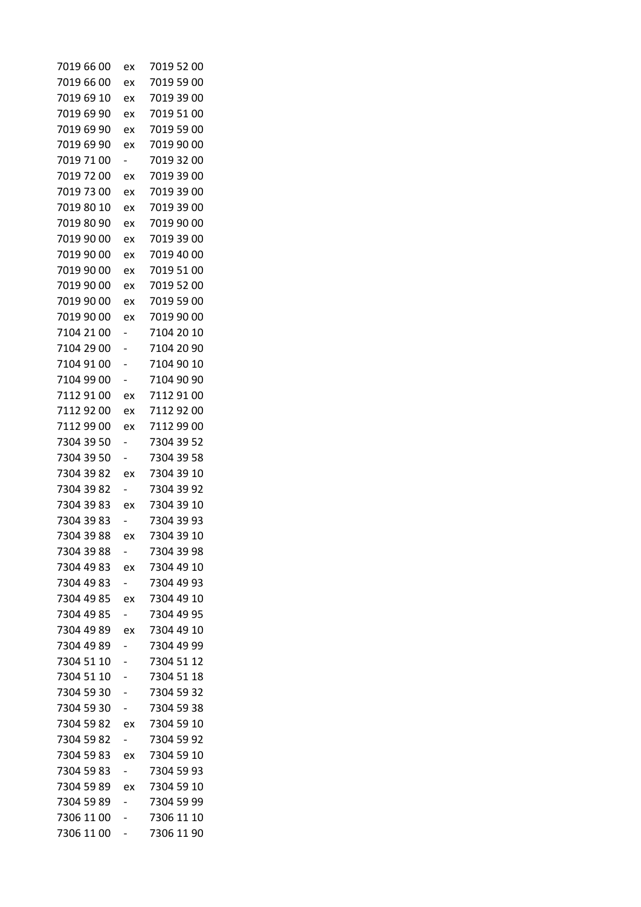| | | |
|---|---|---|
| 7019 66 00 | ex | 7019 52 00 |
| 7019 66 00 | ex | 7019 59 00 |
| 7019 69 10 | ex | 7019 39 00 |
| 7019 69 90 | ex | 7019 51 00 |
| 7019 69 90 | ex | 7019 59 00 |
| 7019 69 90 | ex | 7019 90 00 |
| 7019 71 00 | - | 7019 32 00 |
| 7019 72 00 | ex | 7019 39 00 |
| 7019 73 00 | ex | 7019 39 00 |
| 7019 80 10 | ex | 7019 39 00 |
| 7019 80 90 | ex | 7019 90 00 |
| 7019 90 00 | ex | 7019 39 00 |
| 7019 90 00 | ex | 7019 40 00 |
| 7019 90 00 | ex | 7019 51 00 |
| 7019 90 00 | ex | 7019 52 00 |
| 7019 90 00 | ex | 7019 59 00 |
| 7019 90 00 | ex | 7019 90 00 |
| 7104 21 00 | - | 7104 20 10 |
| 7104 29 00 | - | 7104 20 90 |
| 7104 91 00 | - | 7104 90 10 |
| 7104 99 00 | - | 7104 90 90 |
| 7112 91 00 | ex | 7112 91 00 |
| 7112 92 00 | ex | 7112 92 00 |
| 7112 99 00 | ex | 7112 99 00 |
| 7304 39 50 | - | 7304 39 52 |
| 7304 39 50 | - | 7304 39 58 |
| 7304 39 82 | ex | 7304 39 10 |
| 7304 39 82 | - | 7304 39 92 |
| 7304 39 83 | ex | 7304 39 10 |
| 7304 39 83 | - | 7304 39 93 |
| 7304 39 88 | ex | 7304 39 10 |
| 7304 39 88 | - | 7304 39 98 |
| 7304 49 83 | ex | 7304 49 10 |
| 7304 49 83 | - | 7304 49 93 |
| 7304 49 85 | ex | 7304 49 10 |
| 7304 49 85 | - | 7304 49 95 |
| 7304 49 89 | ex | 7304 49 10 |
| 7304 49 89 | - | 7304 49 99 |
| 7304 51 10 | - | 7304 51 12 |
| 7304 51 10 | - | 7304 51 18 |
| 7304 59 30 | - | 7304 59 32 |
| 7304 59 30 | - | 7304 59 38 |
| 7304 59 82 | ex | 7304 59 10 |
| 7304 59 82 | - | 7304 59 92 |
| 7304 59 83 | ex | 7304 59 10 |
| 7304 59 83 | - | 7304 59 93 |
| 7304 59 89 | ex | 7304 59 10 |
| 7304 59 89 | - | 7304 59 99 |
| 7306 11 00 | - | 7306 11 10 |
| 7306 11 00 | - | 7306 11 90 |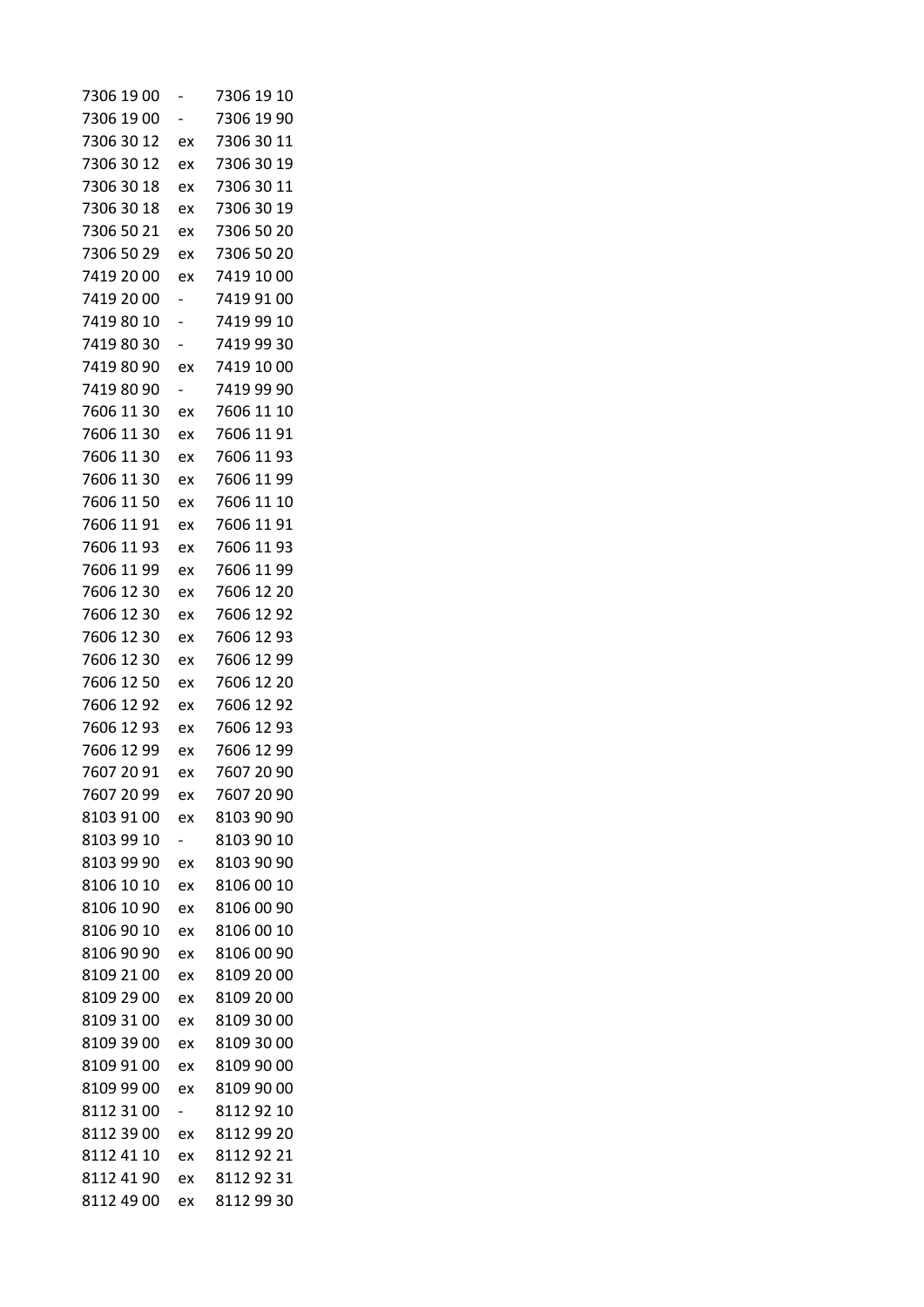| | | |
|---|---|---|
| 7306 19 00 | - | 7306 19 10 |
| 7306 19 00 | - | 7306 19 90 |
| 7306 30 12 | ex | 7306 30 11 |
| 7306 30 12 | ex | 7306 30 19 |
| 7306 30 18 | ex | 7306 30 11 |
| 7306 30 18 | ex | 7306 30 19 |
| 7306 50 21 | ex | 7306 50 20 |
| 7306 50 29 | ex | 7306 50 20 |
| 7419 20 00 | ex | 7419 10 00 |
| 7419 20 00 | - | 7419 91 00 |
| 7419 80 10 | - | 7419 99 10 |
| 7419 80 30 | - | 7419 99 30 |
| 7419 80 90 | ex | 7419 10 00 |
| 7419 80 90 | - | 7419 99 90 |
| 7606 11 30 | ex | 7606 11 10 |
| 7606 11 30 | ex | 7606 11 91 |
| 7606 11 30 | ex | 7606 11 93 |
| 7606 11 30 | ex | 7606 11 99 |
| 7606 11 50 | ex | 7606 11 10 |
| 7606 11 91 | ex | 7606 11 91 |
| 7606 11 93 | ex | 7606 11 93 |
| 7606 11 99 | ex | 7606 11 99 |
| 7606 12 30 | ex | 7606 12 20 |
| 7606 12 30 | ex | 7606 12 92 |
| 7606 12 30 | ex | 7606 12 93 |
| 7606 12 30 | ex | 7606 12 99 |
| 7606 12 50 | ex | 7606 12 20 |
| 7606 12 92 | ex | 7606 12 92 |
| 7606 12 93 | ex | 7606 12 93 |
| 7606 12 99 | ex | 7606 12 99 |
| 7607 20 91 | ex | 7607 20 90 |
| 7607 20 99 | ex | 7607 20 90 |
| 8103 91 00 | ex | 8103 90 90 |
| 8103 99 10 | - | 8103 90 10 |
| 8103 99 90 | ex | 8103 90 90 |
| 8106 10 10 | ex | 8106 00 10 |
| 8106 10 90 | ex | 8106 00 90 |
| 8106 90 10 | ex | 8106 00 10 |
| 8106 90 90 | ex | 8106 00 90 |
| 8109 21 00 | ex | 8109 20 00 |
| 8109 29 00 | ex | 8109 20 00 |
| 8109 31 00 | ex | 8109 30 00 |
| 8109 39 00 | ex | 8109 30 00 |
| 8109 91 00 | ex | 8109 90 00 |
| 8109 99 00 | ex | 8109 90 00 |
| 8112 31 00 | - | 8112 92 10 |
| 8112 39 00 | ex | 8112 99 20 |
| 8112 41 10 | ex | 8112 92 21 |
| 8112 41 90 | ex | 8112 92 31 |
| 8112 49 00 | ex | 8112 99 30 |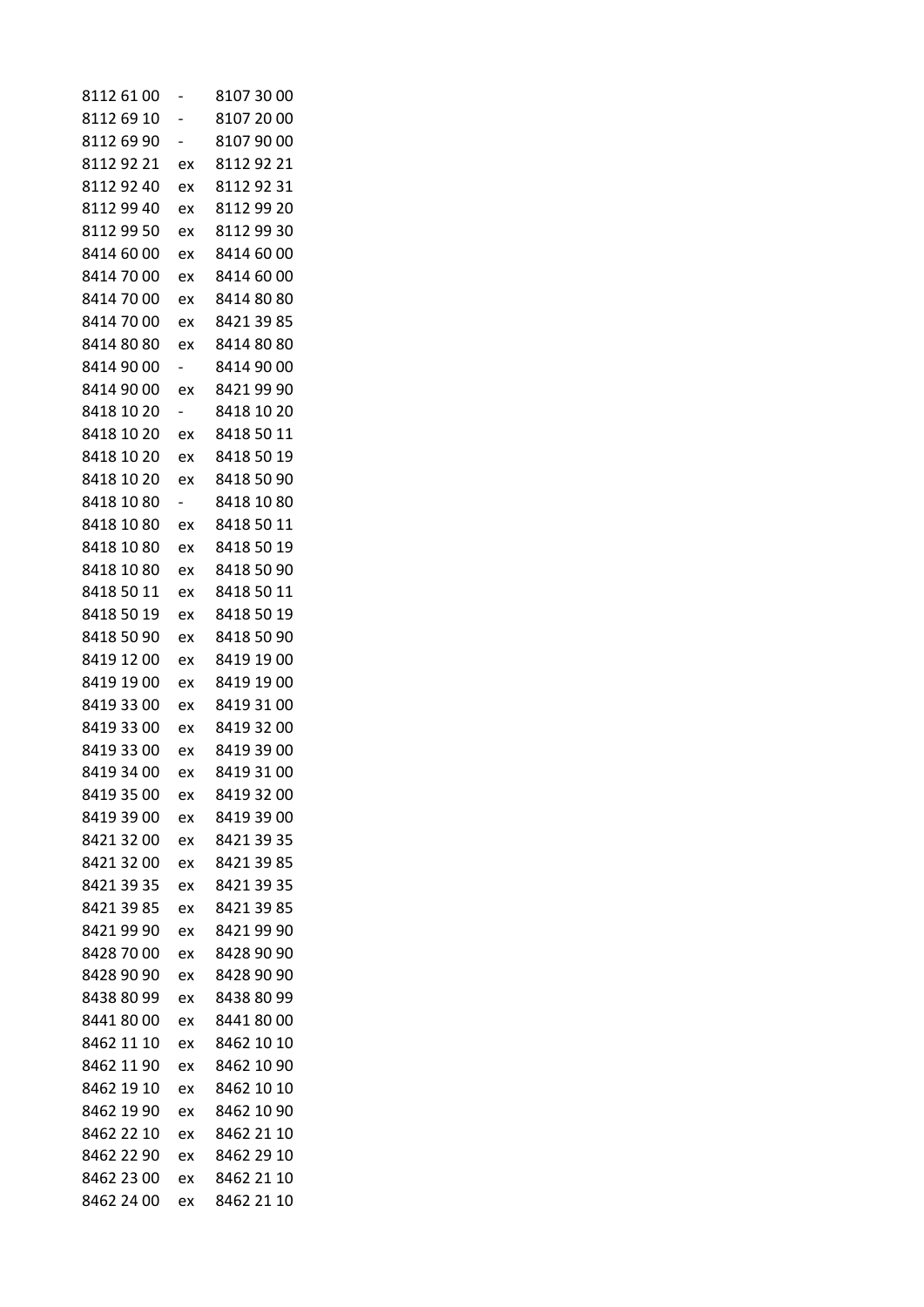| | | |
|---|---|---|
| 8112 61 00 | - | 8107 30 00 |
| 8112 69 10 | - | 8107 20 00 |
| 8112 69 90 | - | 8107 90 00 |
| 8112 92 21 | ex | 8112 92 21 |
| 8112 92 40 | ex | 8112 92 31 |
| 8112 99 40 | ex | 8112 99 20 |
| 8112 99 50 | ex | 8112 99 30 |
| 8414 60 00 | ex | 8414 60 00 |
| 8414 70 00 | ex | 8414 60 00 |
| 8414 70 00 | ex | 8414 80 80 |
| 8414 70 00 | ex | 8421 39 85 |
| 8414 80 80 | ex | 8414 80 80 |
| 8414 90 00 | - | 8414 90 00 |
| 8414 90 00 | ex | 8421 99 90 |
| 8418 10 20 | - | 8418 10 20 |
| 8418 10 20 | ex | 8418 50 11 |
| 8418 10 20 | ex | 8418 50 19 |
| 8418 10 20 | ex | 8418 50 90 |
| 8418 10 80 | - | 8418 10 80 |
| 8418 10 80 | ex | 8418 50 11 |
| 8418 10 80 | ex | 8418 50 19 |
| 8418 10 80 | ex | 8418 50 90 |
| 8418 50 11 | ex | 8418 50 11 |
| 8418 50 19 | ex | 8418 50 19 |
| 8418 50 90 | ex | 8418 50 90 |
| 8419 12 00 | ex | 8419 19 00 |
| 8419 19 00 | ex | 8419 19 00 |
| 8419 33 00 | ex | 8419 31 00 |
| 8419 33 00 | ex | 8419 32 00 |
| 8419 33 00 | ex | 8419 39 00 |
| 8419 34 00 | ex | 8419 31 00 |
| 8419 35 00 | ex | 8419 32 00 |
| 8419 39 00 | ex | 8419 39 00 |
| 8421 32 00 | ex | 8421 39 35 |
| 8421 32 00 | ex | 8421 39 85 |
| 8421 39 35 | ex | 8421 39 35 |
| 8421 39 85 | ex | 8421 39 85 |
| 8421 99 90 | ex | 8421 99 90 |
| 8428 70 00 | ex | 8428 90 90 |
| 8428 90 90 | ex | 8428 90 90 |
| 8438 80 99 | ex | 8438 80 99 |
| 8441 80 00 | ex | 8441 80 00 |
| 8462 11 10 | ex | 8462 10 10 |
| 8462 11 90 | ex | 8462 10 90 |
| 8462 19 10 | ex | 8462 10 10 |
| 8462 19 90 | ex | 8462 10 90 |
| 8462 22 10 | ex | 8462 21 10 |
| 8462 22 90 | ex | 8462 29 10 |
| 8462 23 00 | ex | 8462 21 10 |
| 8462 24 00 | ex | 8462 21 10 |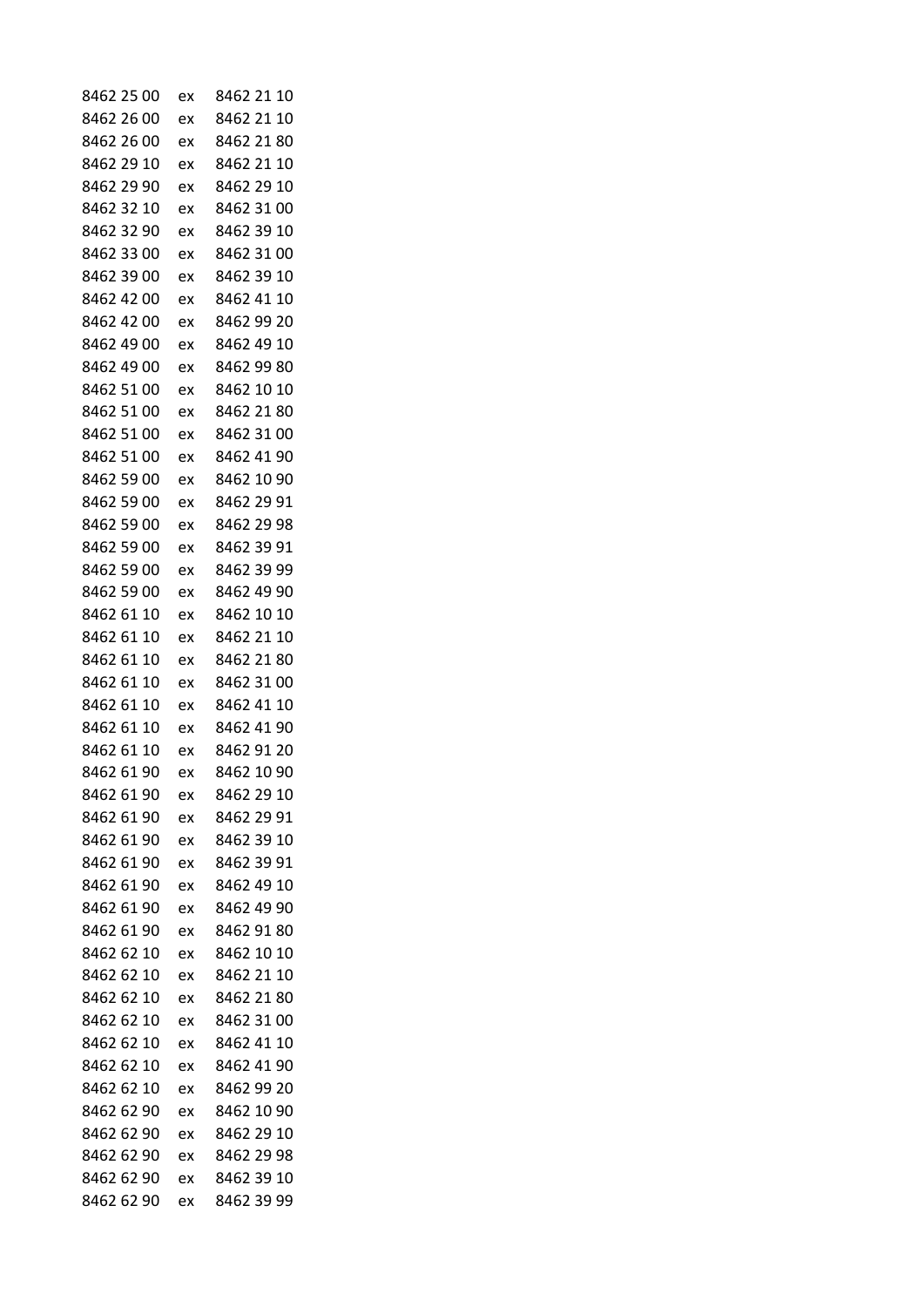| | | |
|---|---|---|
| 8462 25 00 | ex | 8462 21 10 |
| 8462 26 00 | ex | 8462 21 10 |
| 8462 26 00 | ex | 8462 21 80 |
| 8462 29 10 | ex | 8462 21 10 |
| 8462 29 90 | ex | 8462 29 10 |
| 8462 32 10 | ex | 8462 31 00 |
| 8462 32 90 | ex | 8462 39 10 |
| 8462 33 00 | ex | 8462 31 00 |
| 8462 39 00 | ex | 8462 39 10 |
| 8462 42 00 | ex | 8462 41 10 |
| 8462 42 00 | ex | 8462 99 20 |
| 8462 49 00 | ex | 8462 49 10 |
| 8462 49 00 | ex | 8462 99 80 |
| 8462 51 00 | ex | 8462 10 10 |
| 8462 51 00 | ex | 8462 21 80 |
| 8462 51 00 | ex | 8462 31 00 |
| 8462 51 00 | ex | 8462 41 90 |
| 8462 59 00 | ex | 8462 10 90 |
| 8462 59 00 | ex | 8462 29 91 |
| 8462 59 00 | ex | 8462 29 98 |
| 8462 59 00 | ex | 8462 39 91 |
| 8462 59 00 | ex | 8462 39 99 |
| 8462 59 00 | ex | 8462 49 90 |
| 8462 61 10 | ex | 8462 10 10 |
| 8462 61 10 | ex | 8462 21 10 |
| 8462 61 10 | ex | 8462 21 80 |
| 8462 61 10 | ex | 8462 31 00 |
| 8462 61 10 | ex | 8462 41 10 |
| 8462 61 10 | ex | 8462 41 90 |
| 8462 61 10 | ex | 8462 91 20 |
| 8462 61 90 | ex | 8462 10 90 |
| 8462 61 90 | ex | 8462 29 10 |
| 8462 61 90 | ex | 8462 29 91 |
| 8462 61 90 | ex | 8462 39 10 |
| 8462 61 90 | ex | 8462 39 91 |
| 8462 61 90 | ex | 8462 49 10 |
| 8462 61 90 | ex | 8462 49 90 |
| 8462 61 90 | ex | 8462 91 80 |
| 8462 62 10 | ex | 8462 10 10 |
| 8462 62 10 | ex | 8462 21 10 |
| 8462 62 10 | ex | 8462 21 80 |
| 8462 62 10 | ex | 8462 31 00 |
| 8462 62 10 | ex | 8462 41 10 |
| 8462 62 10 | ex | 8462 41 90 |
| 8462 62 10 | ex | 8462 99 20 |
| 8462 62 90 | ex | 8462 10 90 |
| 8462 62 90 | ex | 8462 29 10 |
| 8462 62 90 | ex | 8462 29 98 |
| 8462 62 90 | ex | 8462 39 10 |
| 8462 62 90 | ex | 8462 39 99 |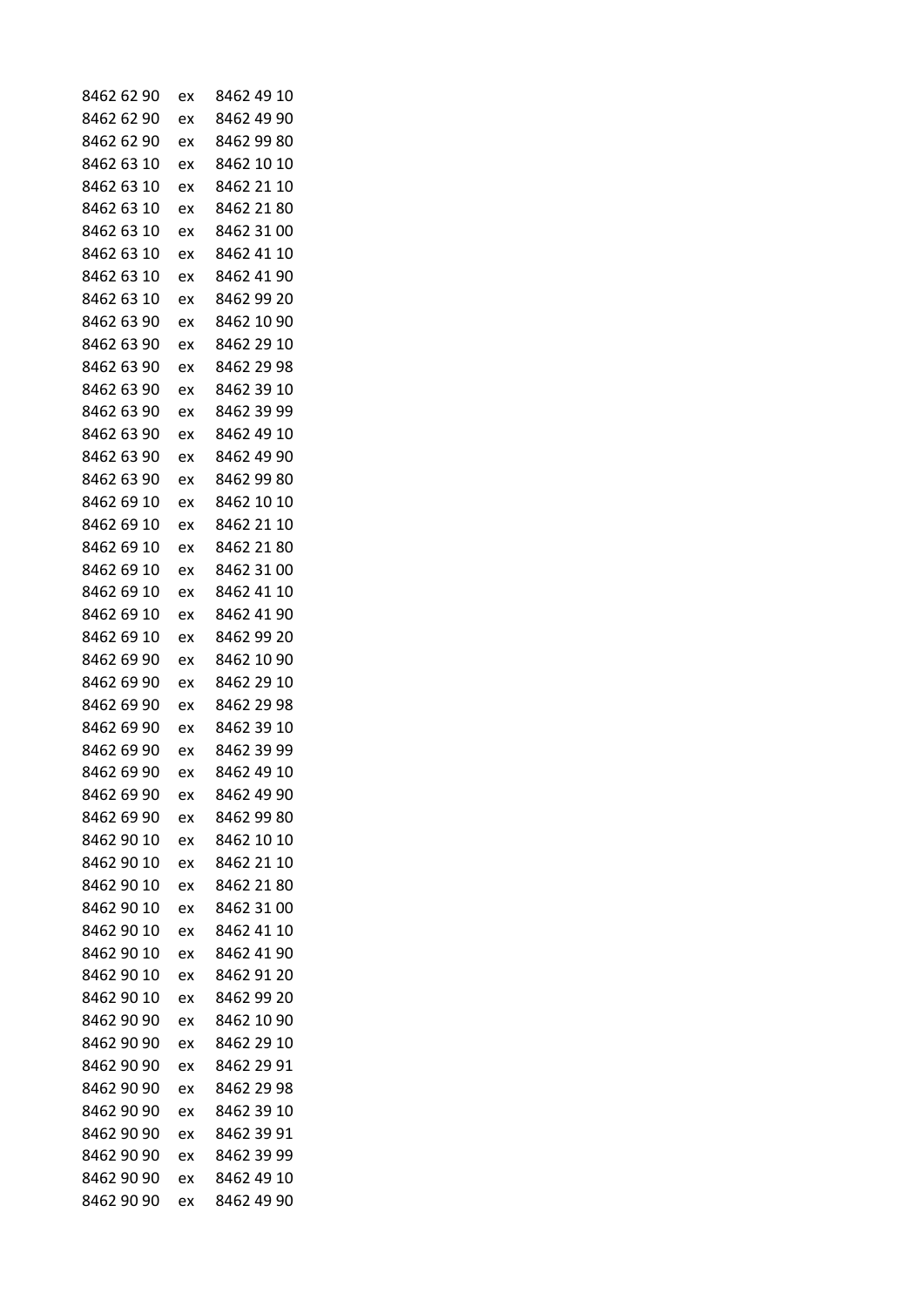| | | |
|---|---|---|
| 8462 62 90 | ex | 8462 49 10 |
| 8462 62 90 | ex | 8462 49 90 |
| 8462 62 90 | ex | 8462 99 80 |
| 8462 63 10 | ex | 8462 10 10 |
| 8462 63 10 | ex | 8462 21 10 |
| 8462 63 10 | ex | 8462 21 80 |
| 8462 63 10 | ex | 8462 31 00 |
| 8462 63 10 | ex | 8462 41 10 |
| 8462 63 10 | ex | 8462 41 90 |
| 8462 63 10 | ex | 8462 99 20 |
| 8462 63 90 | ex | 8462 10 90 |
| 8462 63 90 | ex | 8462 29 10 |
| 8462 63 90 | ex | 8462 29 98 |
| 8462 63 90 | ex | 8462 39 10 |
| 8462 63 90 | ex | 8462 39 99 |
| 8462 63 90 | ex | 8462 49 10 |
| 8462 63 90 | ex | 8462 49 90 |
| 8462 63 90 | ex | 8462 99 80 |
| 8462 69 10 | ex | 8462 10 10 |
| 8462 69 10 | ex | 8462 21 10 |
| 8462 69 10 | ex | 8462 21 80 |
| 8462 69 10 | ex | 8462 31 00 |
| 8462 69 10 | ex | 8462 41 10 |
| 8462 69 10 | ex | 8462 41 90 |
| 8462 69 10 | ex | 8462 99 20 |
| 8462 69 90 | ex | 8462 10 90 |
| 8462 69 90 | ex | 8462 29 10 |
| 8462 69 90 | ex | 8462 29 98 |
| 8462 69 90 | ex | 8462 39 10 |
| 8462 69 90 | ex | 8462 39 99 |
| 8462 69 90 | ex | 8462 49 10 |
| 8462 69 90 | ex | 8462 49 90 |
| 8462 69 90 | ex | 8462 99 80 |
| 8462 90 10 | ex | 8462 10 10 |
| 8462 90 10 | ex | 8462 21 10 |
| 8462 90 10 | ex | 8462 21 80 |
| 8462 90 10 | ex | 8462 31 00 |
| 8462 90 10 | ex | 8462 41 10 |
| 8462 90 10 | ex | 8462 41 90 |
| 8462 90 10 | ex | 8462 91 20 |
| 8462 90 10 | ex | 8462 99 20 |
| 8462 90 90 | ex | 8462 10 90 |
| 8462 90 90 | ex | 8462 29 10 |
| 8462 90 90 | ex | 8462 29 91 |
| 8462 90 90 | ex | 8462 29 98 |
| 8462 90 90 | ex | 8462 39 10 |
| 8462 90 90 | ex | 8462 39 91 |
| 8462 90 90 | ex | 8462 39 99 |
| 8462 90 90 | ex | 8462 49 10 |
| 8462 90 90 | ex | 8462 49 90 |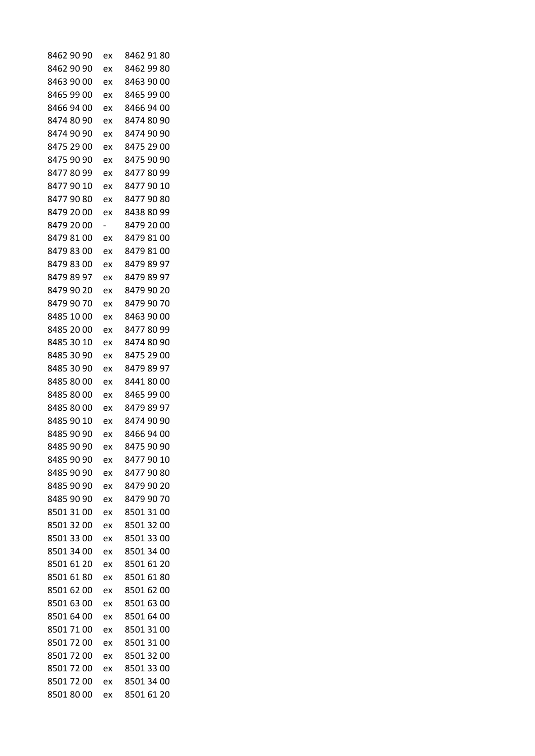| | | |
|---|---|---|
| 8462 90 90 | ex | 8462 91 80 |
| 8462 90 90 | ex | 8462 99 80 |
| 8463 90 00 | ex | 8463 90 00 |
| 8465 99 00 | ex | 8465 99 00 |
| 8466 94 00 | ex | 8466 94 00 |
| 8474 80 90 | ex | 8474 80 90 |
| 8474 90 90 | ex | 8474 90 90 |
| 8475 29 00 | ex | 8475 29 00 |
| 8475 90 90 | ex | 8475 90 90 |
| 8477 80 99 | ex | 8477 80 99 |
| 8477 90 10 | ex | 8477 90 10 |
| 8477 90 80 | ex | 8477 90 80 |
| 8479 20 00 | ex | 8438 80 99 |
| 8479 20 00 | - | 8479 20 00 |
| 8479 81 00 | ex | 8479 81 00 |
| 8479 83 00 | ex | 8479 81 00 |
| 8479 83 00 | ex | 8479 89 97 |
| 8479 89 97 | ex | 8479 89 97 |
| 8479 90 20 | ex | 8479 90 20 |
| 8479 90 70 | ex | 8479 90 70 |
| 8485 10 00 | ex | 8463 90 00 |
| 8485 20 00 | ex | 8477 80 99 |
| 8485 30 10 | ex | 8474 80 90 |
| 8485 30 90 | ex | 8475 29 00 |
| 8485 30 90 | ex | 8479 89 97 |
| 8485 80 00 | ex | 8441 80 00 |
| 8485 80 00 | ex | 8465 99 00 |
| 8485 80 00 | ex | 8479 89 97 |
| 8485 90 10 | ex | 8474 90 90 |
| 8485 90 90 | ex | 8466 94 00 |
| 8485 90 90 | ex | 8475 90 90 |
| 8485 90 90 | ex | 8477 90 10 |
| 8485 90 90 | ex | 8477 90 80 |
| 8485 90 90 | ex | 8479 90 20 |
| 8485 90 90 | ex | 8479 90 70 |
| 8501 31 00 | ex | 8501 31 00 |
| 8501 32 00 | ex | 8501 32 00 |
| 8501 33 00 | ex | 8501 33 00 |
| 8501 34 00 | ex | 8501 34 00 |
| 8501 61 20 | ex | 8501 61 20 |
| 8501 61 80 | ex | 8501 61 80 |
| 8501 62 00 | ex | 8501 62 00 |
| 8501 63 00 | ex | 8501 63 00 |
| 8501 64 00 | ex | 8501 64 00 |
| 8501 71 00 | ex | 8501 31 00 |
| 8501 72 00 | ex | 8501 31 00 |
| 8501 72 00 | ex | 8501 32 00 |
| 8501 72 00 | ex | 8501 33 00 |
| 8501 72 00 | ex | 8501 34 00 |
| 8501 80 00 | ex | 8501 61 20 |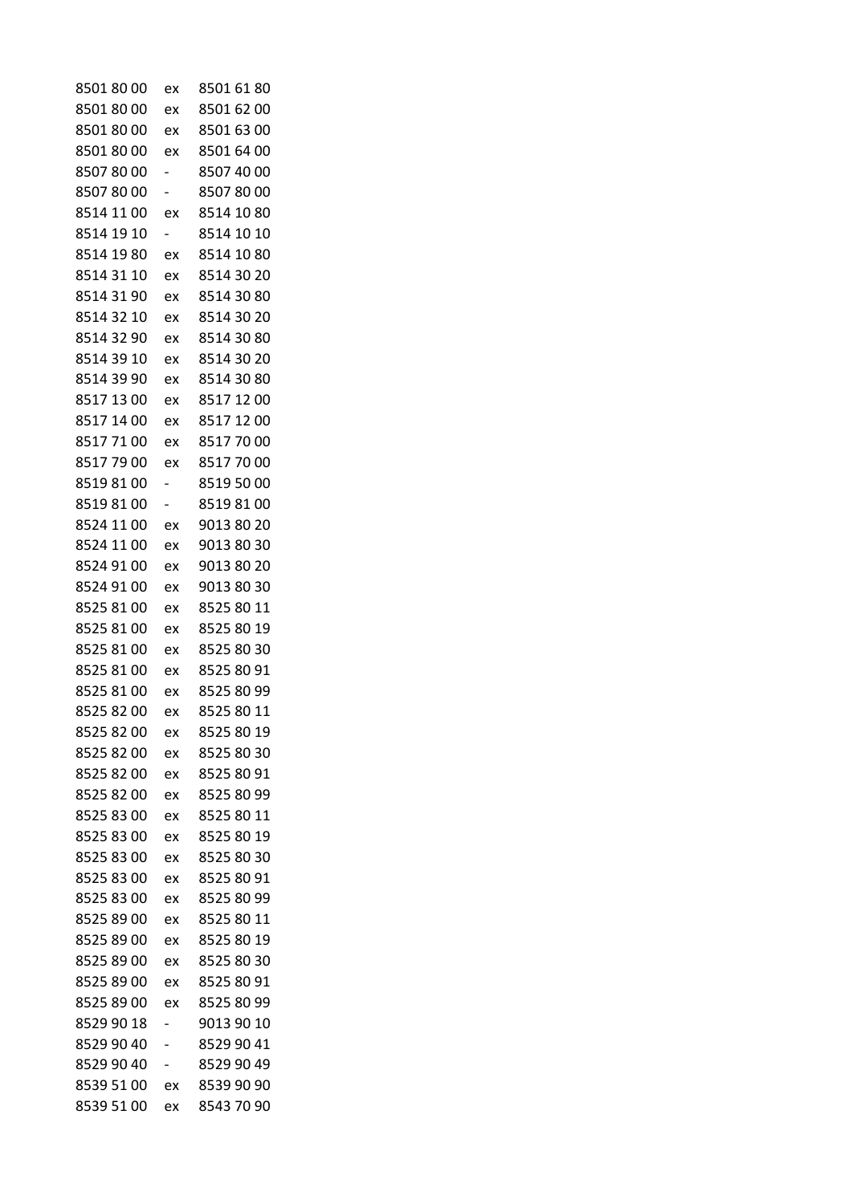| | | |
|---|---|---|
| 8501 80 00 | ex | 8501 61 80 |
| 8501 80 00 | ex | 8501 62 00 |
| 8501 80 00 | ex | 8501 63 00 |
| 8501 80 00 | ex | 8501 64 00 |
| 8507 80 00 | - | 8507 40 00 |
| 8507 80 00 | - | 8507 80 00 |
| 8514 11 00 | ex | 8514 10 80 |
| 8514 19 10 | - | 8514 10 10 |
| 8514 19 80 | ex | 8514 10 80 |
| 8514 31 10 | ex | 8514 30 20 |
| 8514 31 90 | ex | 8514 30 80 |
| 8514 32 10 | ex | 8514 30 20 |
| 8514 32 90 | ex | 8514 30 80 |
| 8514 39 10 | ex | 8514 30 20 |
| 8514 39 90 | ex | 8514 30 80 |
| 8517 13 00 | ex | 8517 12 00 |
| 8517 14 00 | ex | 8517 12 00 |
| 8517 71 00 | ex | 8517 70 00 |
| 8517 79 00 | ex | 8517 70 00 |
| 8519 81 00 | - | 8519 50 00 |
| 8519 81 00 | - | 8519 81 00 |
| 8524 11 00 | ex | 9013 80 20 |
| 8524 11 00 | ex | 9013 80 30 |
| 8524 91 00 | ex | 9013 80 20 |
| 8524 91 00 | ex | 9013 80 30 |
| 8525 81 00 | ex | 8525 80 11 |
| 8525 81 00 | ex | 8525 80 19 |
| 8525 81 00 | ex | 8525 80 30 |
| 8525 81 00 | ex | 8525 80 91 |
| 8525 81 00 | ex | 8525 80 99 |
| 8525 82 00 | ex | 8525 80 11 |
| 8525 82 00 | ex | 8525 80 19 |
| 8525 82 00 | ex | 8525 80 30 |
| 8525 82 00 | ex | 8525 80 91 |
| 8525 82 00 | ex | 8525 80 99 |
| 8525 83 00 | ex | 8525 80 11 |
| 8525 83 00 | ex | 8525 80 19 |
| 8525 83 00 | ex | 8525 80 30 |
| 8525 83 00 | ex | 8525 80 91 |
| 8525 83 00 | ex | 8525 80 99 |
| 8525 89 00 | ex | 8525 80 11 |
| 8525 89 00 | ex | 8525 80 19 |
| 8525 89 00 | ex | 8525 80 30 |
| 8525 89 00 | ex | 8525 80 91 |
| 8525 89 00 | ex | 8525 80 99 |
| 8529 90 18 | - | 9013 90 10 |
| 8529 90 40 | - | 8529 90 41 |
| 8529 90 40 | - | 8529 90 49 |
| 8539 51 00 | ex | 8539 90 90 |
| 8539 51 00 | ex | 8543 70 90 |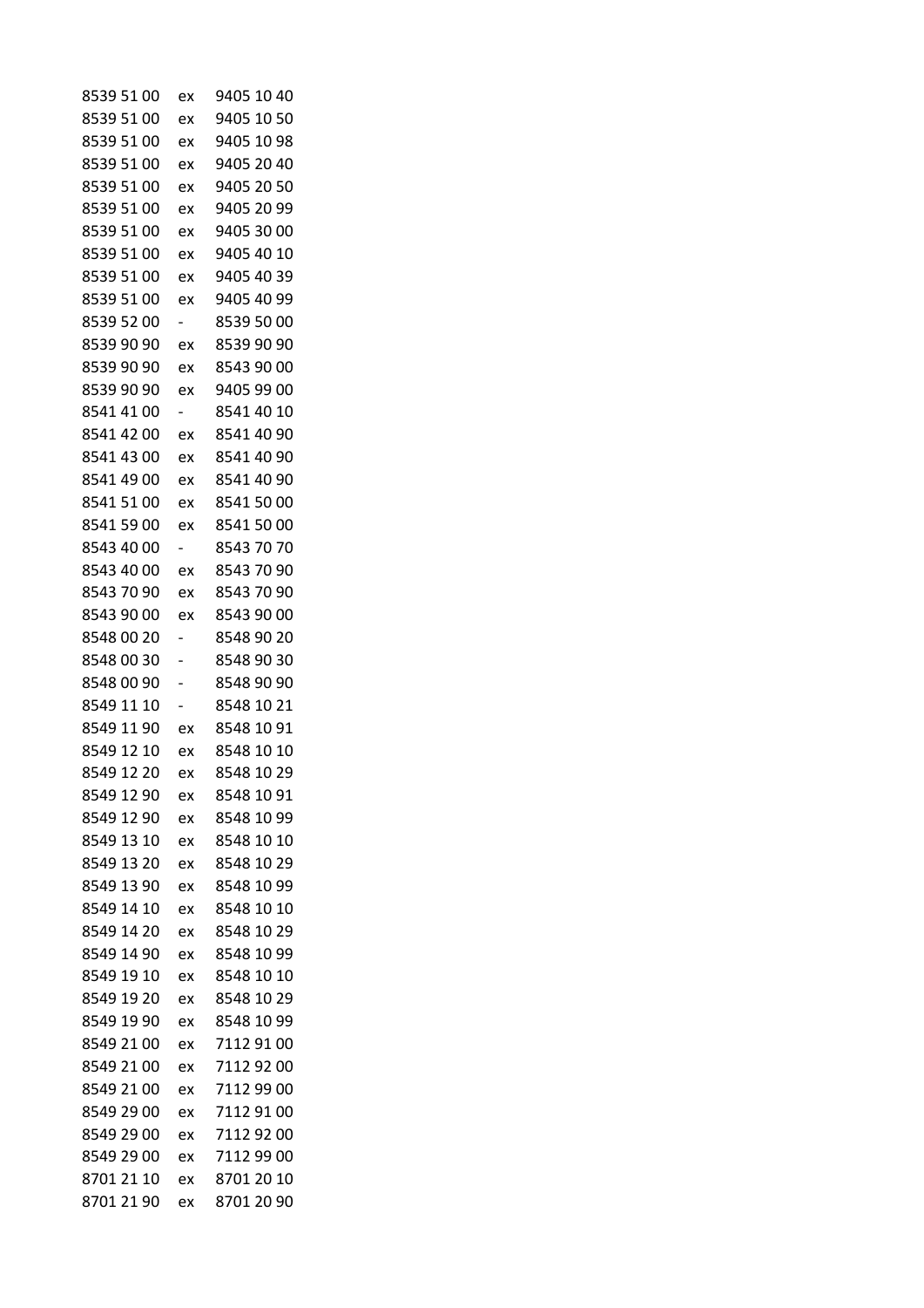| | | |
|---|---|---|
| 8539 51 00 | ex | 9405 10 40 |
| 8539 51 00 | ex | 9405 10 50 |
| 8539 51 00 | ex | 9405 10 98 |
| 8539 51 00 | ex | 9405 20 40 |
| 8539 51 00 | ex | 9405 20 50 |
| 8539 51 00 | ex | 9405 20 99 |
| 8539 51 00 | ex | 9405 30 00 |
| 8539 51 00 | ex | 9405 40 10 |
| 8539 51 00 | ex | 9405 40 39 |
| 8539 51 00 | ex | 9405 40 99 |
| 8539 52 00 | - | 8539 50 00 |
| 8539 90 90 | ex | 8539 90 90 |
| 8539 90 90 | ex | 8543 90 00 |
| 8539 90 90 | ex | 9405 99 00 |
| 8541 41 00 | - | 8541 40 10 |
| 8541 42 00 | ex | 8541 40 90 |
| 8541 43 00 | ex | 8541 40 90 |
| 8541 49 00 | ex | 8541 40 90 |
| 8541 51 00 | ex | 8541 50 00 |
| 8541 59 00 | ex | 8541 50 00 |
| 8543 40 00 | - | 8543 70 70 |
| 8543 40 00 | ex | 8543 70 90 |
| 8543 70 90 | ex | 8543 70 90 |
| 8543 90 00 | ex | 8543 90 00 |
| 8548 00 20 | - | 8548 90 20 |
| 8548 00 30 | - | 8548 90 30 |
| 8548 00 90 | - | 8548 90 90 |
| 8549 11 10 | - | 8548 10 21 |
| 8549 11 90 | ex | 8548 10 91 |
| 8549 12 10 | ex | 8548 10 10 |
| 8549 12 20 | ex | 8548 10 29 |
| 8549 12 90 | ex | 8548 10 91 |
| 8549 12 90 | ex | 8548 10 99 |
| 8549 13 10 | ex | 8548 10 10 |
| 8549 13 20 | ex | 8548 10 29 |
| 8549 13 90 | ex | 8548 10 99 |
| 8549 14 10 | ex | 8548 10 10 |
| 8549 14 20 | ex | 8548 10 29 |
| 8549 14 90 | ex | 8548 10 99 |
| 8549 19 10 | ex | 8548 10 10 |
| 8549 19 20 | ex | 8548 10 29 |
| 8549 19 90 | ex | 8548 10 99 |
| 8549 21 00 | ex | 7112 91 00 |
| 8549 21 00 | ex | 7112 92 00 |
| 8549 21 00 | ex | 7112 99 00 |
| 8549 29 00 | ex | 7112 91 00 |
| 8549 29 00 | ex | 7112 92 00 |
| 8549 29 00 | ex | 7112 99 00 |
| 8701 21 10 | ex | 8701 20 10 |
| 8701 21 90 | ex | 8701 20 90 |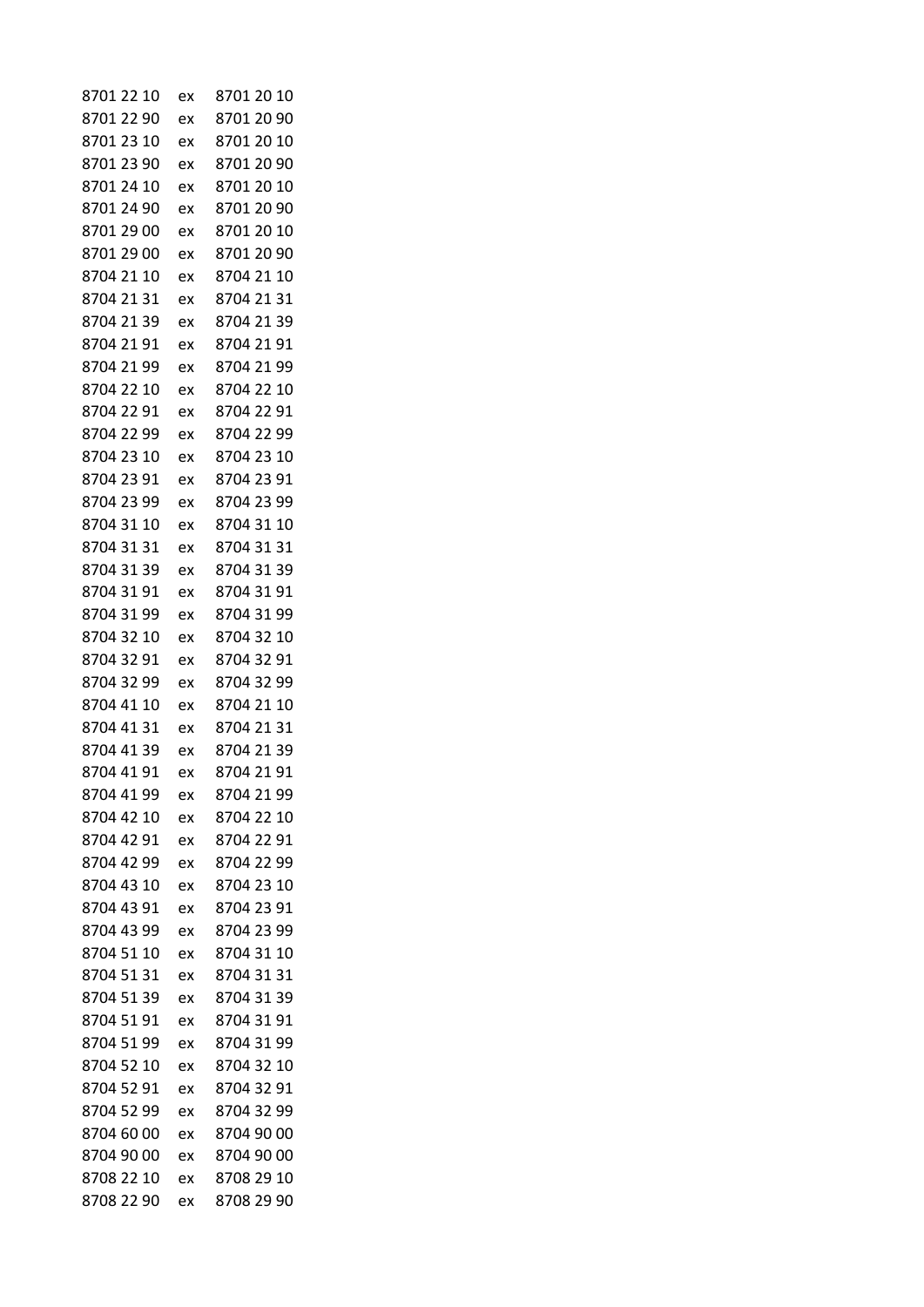| | | |
|---|---|---|
| 8701 22 10 | ex | 8701 20 10 |
| 8701 22 90 | ex | 8701 20 90 |
| 8701 23 10 | ex | 8701 20 10 |
| 8701 23 90 | ex | 8701 20 90 |
| 8701 24 10 | ex | 8701 20 10 |
| 8701 24 90 | ex | 8701 20 90 |
| 8701 29 00 | ex | 8701 20 10 |
| 8701 29 00 | ex | 8701 20 90 |
| 8704 21 10 | ex | 8704 21 10 |
| 8704 21 31 | ex | 8704 21 31 |
| 8704 21 39 | ex | 8704 21 39 |
| 8704 21 91 | ex | 8704 21 91 |
| 8704 21 99 | ex | 8704 21 99 |
| 8704 22 10 | ex | 8704 22 10 |
| 8704 22 91 | ex | 8704 22 91 |
| 8704 22 99 | ex | 8704 22 99 |
| 8704 23 10 | ex | 8704 23 10 |
| 8704 23 91 | ex | 8704 23 91 |
| 8704 23 99 | ex | 8704 23 99 |
| 8704 31 10 | ex | 8704 31 10 |
| 8704 31 31 | ex | 8704 31 31 |
| 8704 31 39 | ex | 8704 31 39 |
| 8704 31 91 | ex | 8704 31 91 |
| 8704 31 99 | ex | 8704 31 99 |
| 8704 32 10 | ex | 8704 32 10 |
| 8704 32 91 | ex | 8704 32 91 |
| 8704 32 99 | ex | 8704 32 99 |
| 8704 41 10 | ex | 8704 21 10 |
| 8704 41 31 | ex | 8704 21 31 |
| 8704 41 39 | ex | 8704 21 39 |
| 8704 41 91 | ex | 8704 21 91 |
| 8704 41 99 | ex | 8704 21 99 |
| 8704 42 10 | ex | 8704 22 10 |
| 8704 42 91 | ex | 8704 22 91 |
| 8704 42 99 | ex | 8704 22 99 |
| 8704 43 10 | ex | 8704 23 10 |
| 8704 43 91 | ex | 8704 23 91 |
| 8704 43 99 | ex | 8704 23 99 |
| 8704 51 10 | ex | 8704 31 10 |
| 8704 51 31 | ex | 8704 31 31 |
| 8704 51 39 | ex | 8704 31 39 |
| 8704 51 91 | ex | 8704 31 91 |
| 8704 51 99 | ex | 8704 31 99 |
| 8704 52 10 | ex | 8704 32 10 |
| 8704 52 91 | ex | 8704 32 91 |
| 8704 52 99 | ex | 8704 32 99 |
| 8704 60 00 | ex | 8704 90 00 |
| 8704 90 00 | ex | 8704 90 00 |
| 8708 22 10 | ex | 8708 29 10 |
| 8708 22 90 | ex | 8708 29 90 |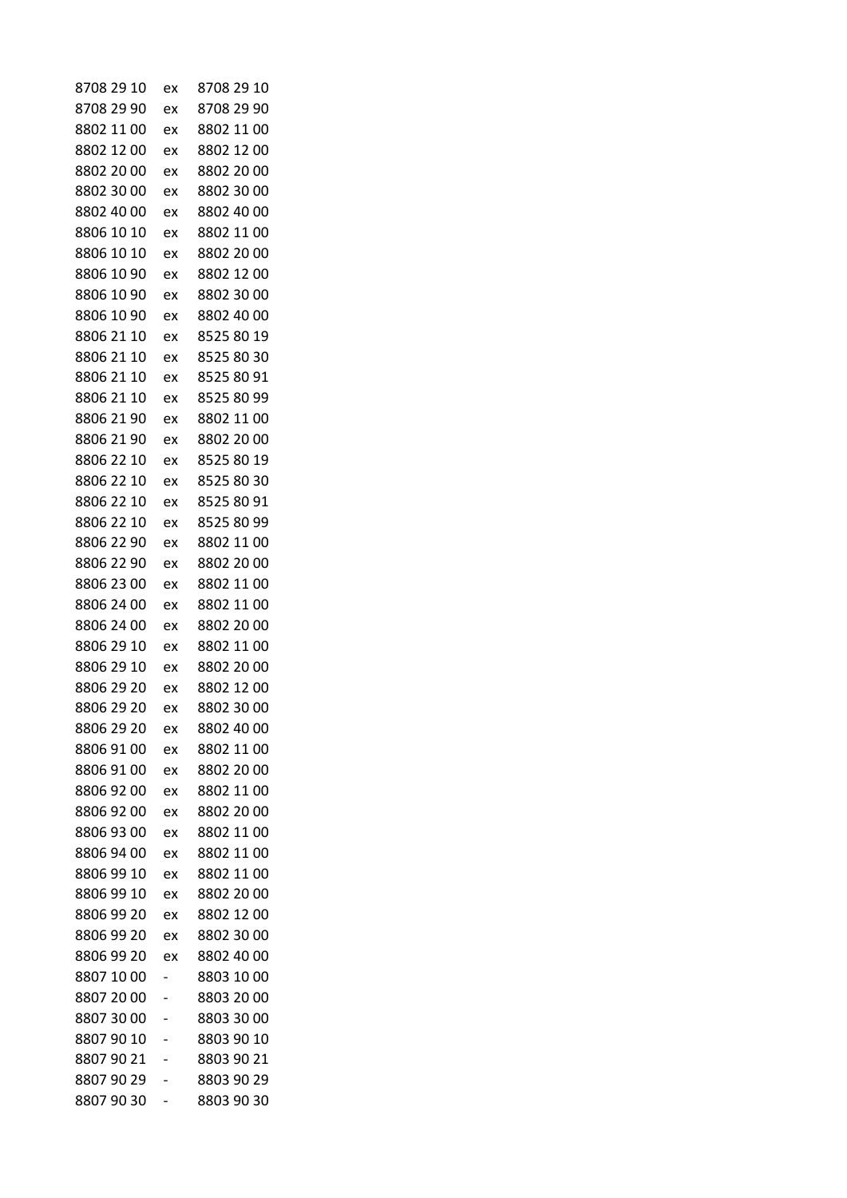| | | |
|---|---|---|
| 8708 29 10 | ex | 8708 29 10 |
| 8708 29 90 | ex | 8708 29 90 |
| 8802 11 00 | ex | 8802 11 00 |
| 8802 12 00 | ex | 8802 12 00 |
| 8802 20 00 | ex | 8802 20 00 |
| 8802 30 00 | ex | 8802 30 00 |
| 8802 40 00 | ex | 8802 40 00 |
| 8806 10 10 | ex | 8802 11 00 |
| 8806 10 10 | ex | 8802 20 00 |
| 8806 10 90 | ex | 8802 12 00 |
| 8806 10 90 | ex | 8802 30 00 |
| 8806 10 90 | ex | 8802 40 00 |
| 8806 21 10 | ex | 8525 80 19 |
| 8806 21 10 | ex | 8525 80 30 |
| 8806 21 10 | ex | 8525 80 91 |
| 8806 21 10 | ex | 8525 80 99 |
| 8806 21 90 | ex | 8802 11 00 |
| 8806 21 90 | ex | 8802 20 00 |
| 8806 22 10 | ex | 8525 80 19 |
| 8806 22 10 | ex | 8525 80 30 |
| 8806 22 10 | ex | 8525 80 91 |
| 8806 22 10 | ex | 8525 80 99 |
| 8806 22 90 | ex | 8802 11 00 |
| 8806 22 90 | ex | 8802 20 00 |
| 8806 23 00 | ex | 8802 11 00 |
| 8806 24 00 | ex | 8802 11 00 |
| 8806 24 00 | ex | 8802 20 00 |
| 8806 29 10 | ex | 8802 11 00 |
| 8806 29 10 | ex | 8802 20 00 |
| 8806 29 20 | ex | 8802 12 00 |
| 8806 29 20 | ex | 8802 30 00 |
| 8806 29 20 | ex | 8802 40 00 |
| 8806 91 00 | ex | 8802 11 00 |
| 8806 91 00 | ex | 8802 20 00 |
| 8806 92 00 | ex | 8802 11 00 |
| 8806 92 00 | ex | 8802 20 00 |
| 8806 93 00 | ex | 8802 11 00 |
| 8806 94 00 | ex | 8802 11 00 |
| 8806 99 10 | ex | 8802 11 00 |
| 8806 99 10 | ex | 8802 20 00 |
| 8806 99 20 | ex | 8802 12 00 |
| 8806 99 20 | ex | 8802 30 00 |
| 8806 99 20 | ex | 8802 40 00 |
| 8807 10 00 | - | 8803 10 00 |
| 8807 20 00 | - | 8803 20 00 |
| 8807 30 00 | - | 8803 30 00 |
| 8807 90 10 | - | 8803 90 10 |
| 8807 90 21 | - | 8803 90 21 |
| 8807 90 29 | - | 8803 90 29 |
| 8807 90 30 | - | 8803 90 30 |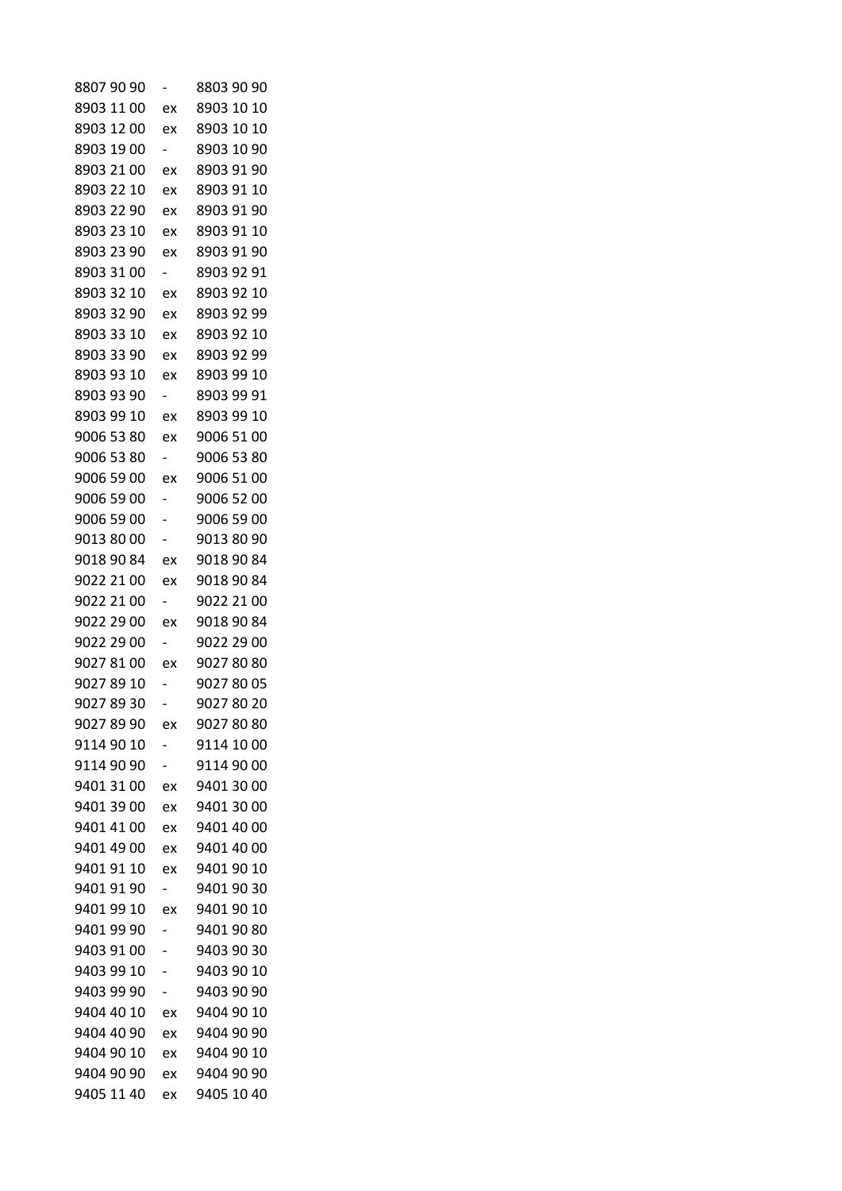| | | |
|---|---|---|
| 8807 90 90 | - | 8803 90 90 |
| 8903 11 00 | ex | 8903 10 10 |
| 8903 12 00 | ex | 8903 10 10 |
| 8903 19 00 | - | 8903 10 90 |
| 8903 21 00 | ex | 8903 91 90 |
| 8903 22 10 | ex | 8903 91 10 |
| 8903 22 90 | ex | 8903 91 90 |
| 8903 23 10 | ex | 8903 91 10 |
| 8903 23 90 | ex | 8903 91 90 |
| 8903 31 00 | - | 8903 92 91 |
| 8903 32 10 | ex | 8903 92 10 |
| 8903 32 90 | ex | 8903 92 99 |
| 8903 33 10 | ex | 8903 92 10 |
| 8903 33 90 | ex | 8903 92 99 |
| 8903 93 10 | ex | 8903 99 10 |
| 8903 93 90 | - | 8903 99 91 |
| 8903 99 10 | ex | 8903 99 10 |
| 9006 53 80 | ex | 9006 51 00 |
| 9006 53 80 | - | 9006 53 80 |
| 9006 59 00 | ex | 9006 51 00 |
| 9006 59 00 | - | 9006 52 00 |
| 9006 59 00 | - | 9006 59 00 |
| 9013 80 00 | - | 9013 80 90 |
| 9018 90 84 | ex | 9018 90 84 |
| 9022 21 00 | ex | 9018 90 84 |
| 9022 21 00 | - | 9022 21 00 |
| 9022 29 00 | ex | 9018 90 84 |
| 9022 29 00 | - | 9022 29 00 |
| 9027 81 00 | ex | 9027 80 80 |
| 9027 89 10 | - | 9027 80 05 |
| 9027 89 30 | - | 9027 80 20 |
| 9027 89 90 | ex | 9027 80 80 |
| 9114 90 10 | - | 9114 10 00 |
| 9114 90 90 | - | 9114 90 00 |
| 9401 31 00 | ex | 9401 30 00 |
| 9401 39 00 | ex | 9401 30 00 |
| 9401 41 00 | ex | 9401 40 00 |
| 9401 49 00 | ex | 9401 40 00 |
| 9401 91 10 | ex | 9401 90 10 |
| 9401 91 90 | - | 9401 90 30 |
| 9401 99 10 | ex | 9401 90 10 |
| 9401 99 90 | - | 9401 90 80 |
| 9403 91 00 | - | 9403 90 30 |
| 9403 99 10 | - | 9403 90 10 |
| 9403 99 90 | - | 9403 90 90 |
| 9404 40 10 | ex | 9404 90 10 |
| 9404 40 90 | ex | 9404 90 90 |
| 9404 90 10 | ex | 9404 90 10 |
| 9404 90 90 | ex | 9404 90 90 |
| 9405 11 40 | ex | 9405 10 40 |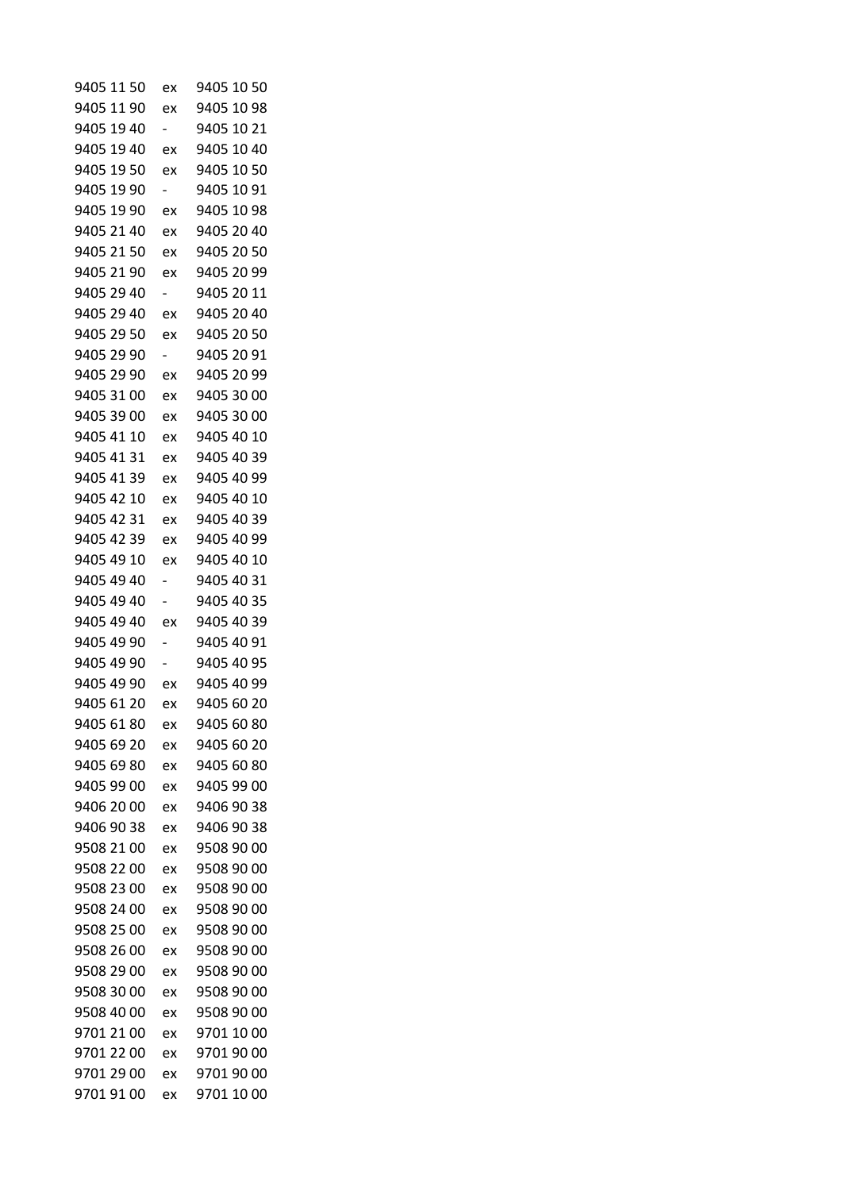| | | |
|---|---|---|
| 9405 11 50 | ex | 9405 10 50 |
| 9405 11 90 | ex | 9405 10 98 |
| 9405 19 40 | - | 9405 10 21 |
| 9405 19 40 | ex | 9405 10 40 |
| 9405 19 50 | ex | 9405 10 50 |
| 9405 19 90 | - | 9405 10 91 |
| 9405 19 90 | ex | 9405 10 98 |
| 9405 21 40 | ex | 9405 20 40 |
| 9405 21 50 | ex | 9405 20 50 |
| 9405 21 90 | ex | 9405 20 99 |
| 9405 29 40 | - | 9405 20 11 |
| 9405 29 40 | ex | 9405 20 40 |
| 9405 29 50 | ex | 9405 20 50 |
| 9405 29 90 | - | 9405 20 91 |
| 9405 29 90 | ex | 9405 20 99 |
| 9405 31 00 | ex | 9405 30 00 |
| 9405 39 00 | ex | 9405 30 00 |
| 9405 41 10 | ex | 9405 40 10 |
| 9405 41 31 | ex | 9405 40 39 |
| 9405 41 39 | ex | 9405 40 99 |
| 9405 42 10 | ex | 9405 40 10 |
| 9405 42 31 | ex | 9405 40 39 |
| 9405 42 39 | ex | 9405 40 99 |
| 9405 49 10 | ex | 9405 40 10 |
| 9405 49 40 | - | 9405 40 31 |
| 9405 49 40 | - | 9405 40 35 |
| 9405 49 40 | ex | 9405 40 39 |
| 9405 49 90 | - | 9405 40 91 |
| 9405 49 90 | - | 9405 40 95 |
| 9405 49 90 | ex | 9405 40 99 |
| 9405 61 20 | ex | 9405 60 20 |
| 9405 61 80 | ex | 9405 60 80 |
| 9405 69 20 | ex | 9405 60 20 |
| 9405 69 80 | ex | 9405 60 80 |
| 9405 99 00 | ex | 9405 99 00 |
| 9406 20 00 | ex | 9406 90 38 |
| 9406 90 38 | ex | 9406 90 38 |
| 9508 21 00 | ex | 9508 90 00 |
| 9508 22 00 | ex | 9508 90 00 |
| 9508 23 00 | ex | 9508 90 00 |
| 9508 24 00 | ex | 9508 90 00 |
| 9508 25 00 | ex | 9508 90 00 |
| 9508 26 00 | ex | 9508 90 00 |
| 9508 29 00 | ex | 9508 90 00 |
| 9508 30 00 | ex | 9508 90 00 |
| 9508 40 00 | ex | 9508 90 00 |
| 9701 21 00 | ex | 9701 10 00 |
| 9701 22 00 | ex | 9701 90 00 |
| 9701 29 00 | ex | 9701 90 00 |
| 9701 91 00 | ex | 9701 10 00 |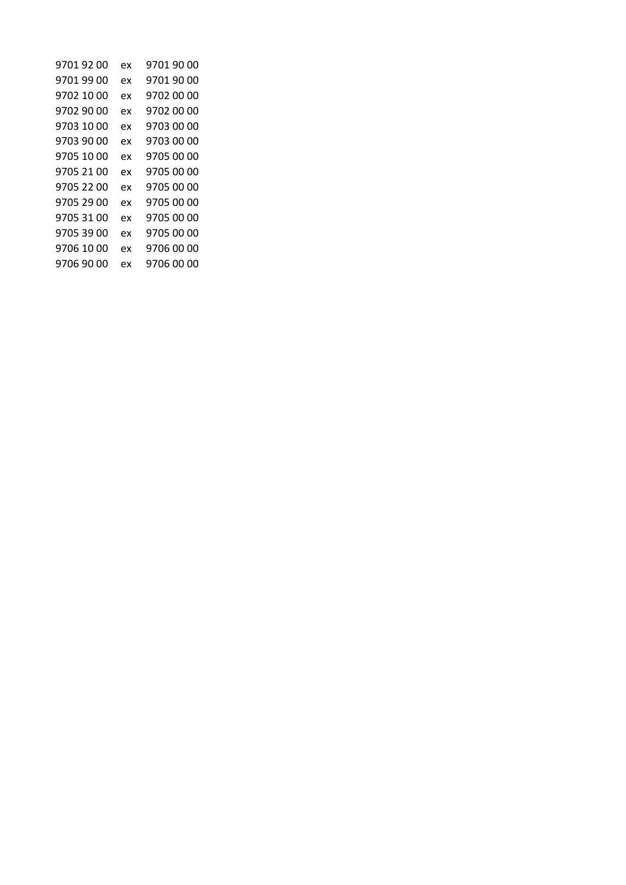| | | |
|---|---|---|
| 9701 92 00 | ex | 9701 90 00 |
| 9701 99 00 | ex | 9701 90 00 |
| 9702 10 00 | ex | 9702 00 00 |
| 9702 90 00 | ex | 9702 00 00 |
| 9703 10 00 | ex | 9703 00 00 |
| 9703 90 00 | ex | 9703 00 00 |
| 9705 10 00 | ex | 9705 00 00 |
| 9705 21 00 | ex | 9705 00 00 |
| 9705 22 00 | ex | 9705 00 00 |
| 9705 29 00 | ex | 9705 00 00 |
| 9705 31 00 | ex | 9705 00 00 |
| 9705 39 00 | ex | 9705 00 00 |
| 9706 10 00 | ex | 9706 00 00 |
| 9706 90 00 | ex | 9706 00 00 |